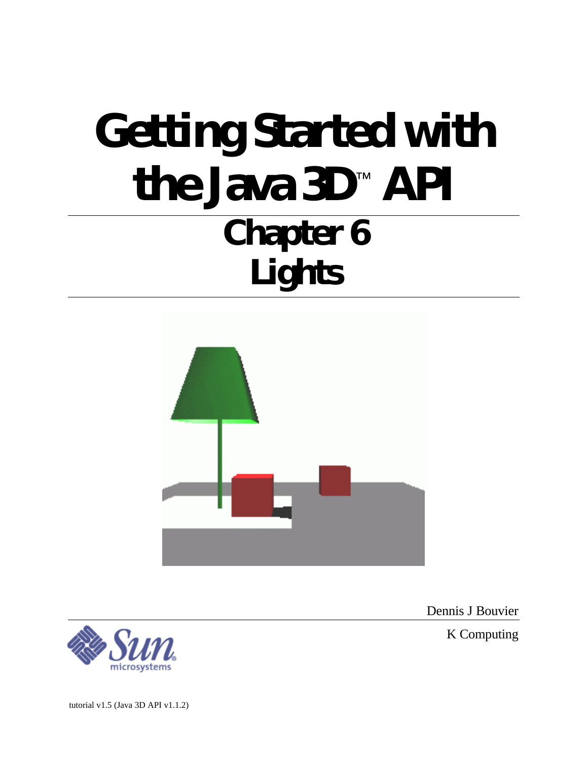# Getting Started with the Java 3D™ API

## Chapter 6
## Lights

Dennis J Bouvier

K Computing

tutorial v1.5 (Java 3D API v1.1.2)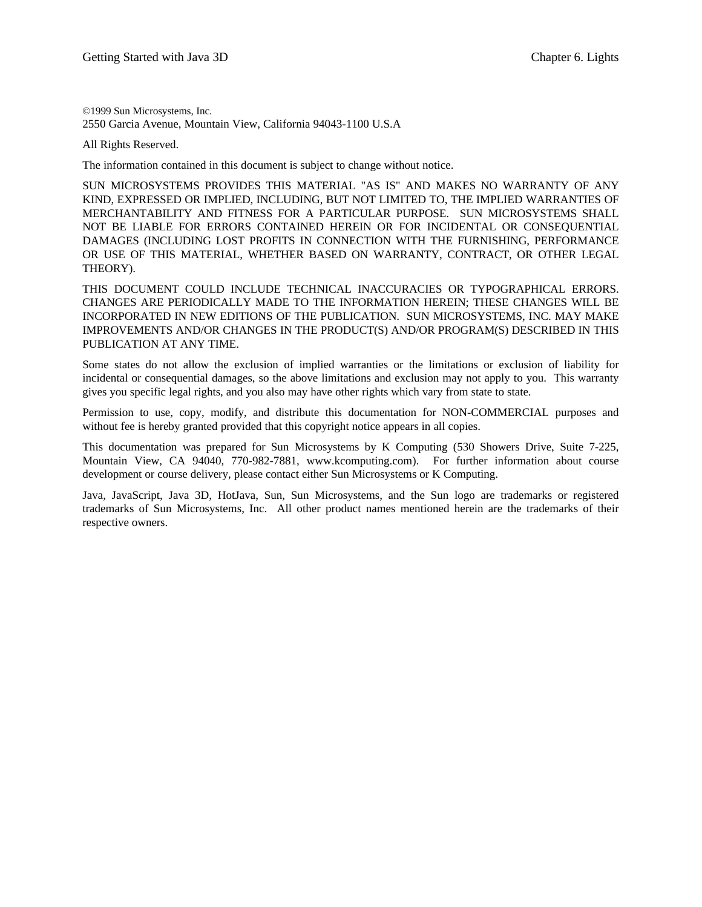©1999 Sun Microsystems, Inc.
2550 Garcia Avenue, Mountain View, California 94043-1100 U.S.A

All Rights Reserved.

The information contained in this document is subject to change without notice.

SUN MICROSYSTEMS PROVIDES THIS MATERIAL "AS IS" AND MAKES NO WARRANTY OF ANY KIND, EXPRESSED OR IMPLIED, INCLUDING, BUT NOT LIMITED TO, THE IMPLIED WARRANTIES OF MERCHANTABILITY AND FITNESS FOR A PARTICULAR PURPOSE. SUN MICROSYSTEMS SHALL NOT BE LIABLE FOR ERRORS CONTAINED HEREIN OR FOR INCIDENTAL OR CONSEQUENTIAL DAMAGES (INCLUDING LOST PROFITS IN CONNECTION WITH THE FURNISHING, PERFORMANCE OR USE OF THIS MATERIAL, WHETHER BASED ON WARRANTY, CONTRACT, OR OTHER LEGAL THEORY).

THIS DOCUMENT COULD INCLUDE TECHNICAL INACCURACIES OR TYPOGRAPHICAL ERRORS. CHANGES ARE PERIODICALLY MADE TO THE INFORMATION HEREIN; THESE CHANGES WILL BE INCORPORATED IN NEW EDITIONS OF THE PUBLICATION. SUN MICROSYSTEMS, INC. MAY MAKE IMPROVEMENTS AND/OR CHANGES IN THE PRODUCT(S) AND/OR PROGRAM(S) DESCRIBED IN THIS PUBLICATION AT ANY TIME.

Some states do not allow the exclusion of implied warranties or the limitations or exclusion of liability for incidental or consequential damages, so the above limitations and exclusion may not apply to you. This warranty gives you specific legal rights, and you also may have other rights which vary from state to state.

Permission to use, copy, modify, and distribute this documentation for NON-COMMERCIAL purposes and without fee is hereby granted provided that this copyright notice appears in all copies.

This documentation was prepared for Sun Microsystems by K Computing (530 Showers Drive, Suite 7-225, Mountain View, CA 94040, 770-982-7881, www.kcomputing.com). For further information about course development or course delivery, please contact either Sun Microsystems or K Computing.

Java, JavaScript, Java 3D, HotJava, Sun, Sun Microsystems, and the Sun logo are trademarks or registered trademarks of Sun Microsystems, Inc. All other product names mentioned herein are the trademarks of their respective owners.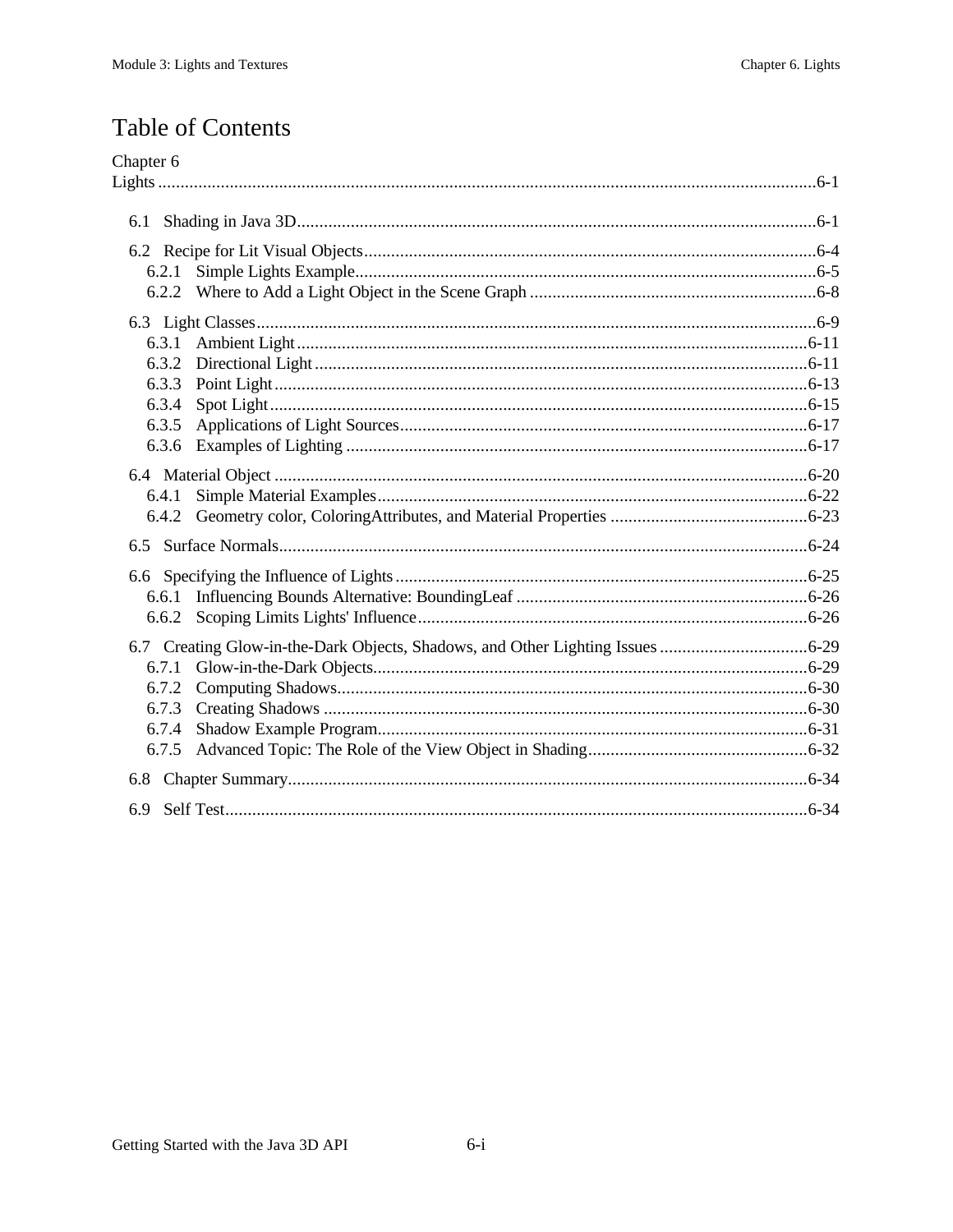# Table of Contents

Chapter 6
Lights ....................................................................................................................................6-1

- 6.1 Shading in Java 3D.....................................................................................................6-1
- 6.2 Recipe for Lit Visual Objects.......................................................................................6-4
  - 6.2.1 Simple Lights Example.........................................................................................6-5
  - 6.2.2 Where to Add a Light Object in the Scene Graph ..................................................6-8
- 6.3 Light Classes.............................................................................................................6-9
  - 6.3.1 Ambient Light.....................................................................................................6-11
  - 6.3.2 Directional Light..................................................................................................6-11
  - 6.3.3 Point Light..........................................................................................................6-13
  - 6.3.4 Spot Light...........................................................................................................6-15
  - 6.3.5 Applications of Light Sources..............................................................................6-17
  - 6.3.6 Examples of Lighting ..........................................................................................6-17
- 6.4 Material Object .........................................................................................................6-20
  - 6.4.1 Simple Material Examples...................................................................................6-22
  - 6.4.2 Geometry color, ColoringAttributes, and Material Properties ..............................6-23
- 6.5 Surface Normals........................................................................................................6-24
- 6.6 Specifying the Influence of Lights..............................................................................6-25
  - 6.6.1 Influencing Bounds Alternative: BoundingLeaf ....................................................6-26
  - 6.6.2 Scoping Limits Lights' Influence..........................................................................6-26
- 6.7 Creating Glow-in-the-Dark Objects, Shadows, and Other Lighting Issues ..................6-29
  - 6.7.1 Glow-in-the-Dark Objects....................................................................................6-29
  - 6.7.2 Computing Shadows............................................................................................6-30
  - 6.7.3 Creating Shadows ...............................................................................................6-30
  - 6.7.4 Shadow Example Program...................................................................................6-31
  - 6.7.5 Advanced Topic: The Role of the View Object in Shading...................................6-32
- 6.8 Chapter Summary......................................................................................................6-34
- 6.9 Self Test....................................................................................................................6-34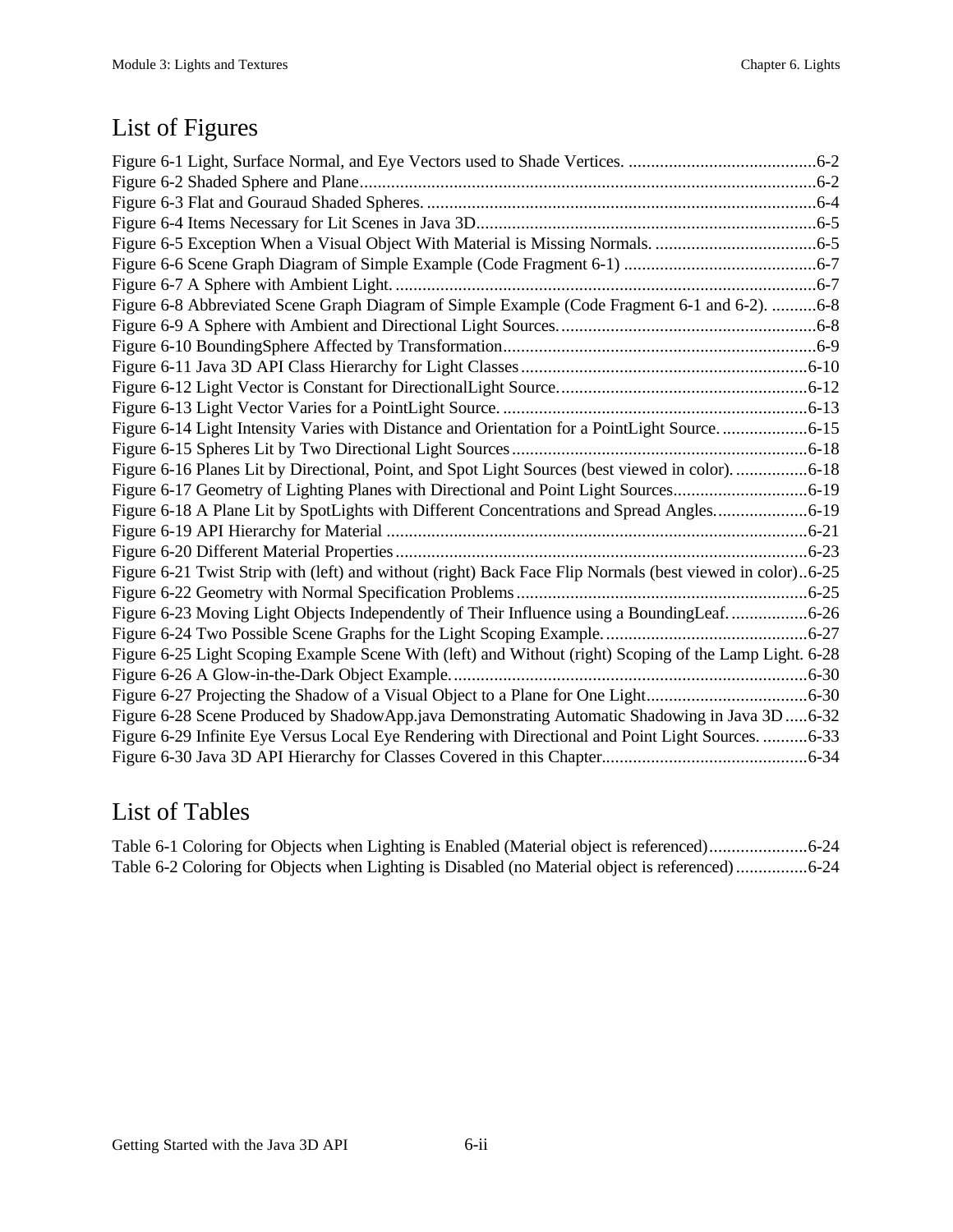# List of Figures

Figure 6-1 Light, Surface Normal, and Eye Vectors used to Shade Vertices. ..........................................6-2
Figure 6-2 Shaded Sphere and Plane.....................................................................................................6-2
Figure 6-3 Flat and Gouraud Shaded Spheres. .......................................................................................6-4
Figure 6-4 Items Necessary for Lit Scenes in Java 3D............................................................................6-5
Figure 6-5 Exception When a Visual Object With Material is Missing Normals. ....................................6-5
Figure 6-6 Scene Graph Diagram of Simple Example (Code Fragment 6-1) ...........................................6-7
Figure 6-7 A Sphere with Ambient Light. ..............................................................................................6-7
Figure 6-8 Abbreviated Scene Graph Diagram of Simple Example (Code Fragment 6-1 and 6-2). ..........6-8
Figure 6-9 A Sphere with Ambient and Directional Light Sources. ..........................................................6-8
Figure 6-10 BoundingSphere Affected by Transformation.......................................................................6-9
Figure 6-11 Java 3D API Class Hierarchy for Light Classes.................................................................6-10
Figure 6-12 Light Vector is Constant for DirectionalLight Source.........................................................6-12
Figure 6-13 Light Vector Varies for a PointLight Source. .....................................................................6-13
Figure 6-14 Light Intensity Varies with Distance and Orientation for a PointLight Source. ...................6-15
Figure 6-15 Spheres Lit by Two Directional Light Sources..................................................................6-18
Figure 6-16 Planes Lit by Directional, Point, and Spot Light Sources (best viewed in color). ................6-18
Figure 6-17 Geometry of Lighting Planes with Directional and Point Light Sources..............................6-19
Figure 6-18 A Plane Lit by SpotLights with Different Concentrations and Spread Angles.....................6-19
Figure 6-19 API Hierarchy for Material ...............................................................................................6-21
Figure 6-20 Different Material Properties.............................................................................................6-23
Figure 6-21 Twist Strip with (left) and without (right) Back Face Flip Normals (best viewed in color)..6-25
Figure 6-22 Geometry with Normal Specification Problems.................................................................6-25
Figure 6-23 Moving Light Objects Independently of Their Influence using a BoundingLeaf. .................6-26
Figure 6-24 Two Possible Scene Graphs for the Light Scoping Example. .............................................6-27
Figure 6-25 Light Scoping Example Scene With (left) and Without (right) Scoping of the Lamp Light. 6-28
Figure 6-26 A Glow-in-the-Dark Object Example. ................................................................................6-30
Figure 6-27 Projecting the Shadow of a Visual Object to a Plane for One Light...................................6-30
Figure 6-28 Scene Produced by ShadowApp.java Demonstrating Automatic Shadowing in Java 3D .....6-32
Figure 6-29 Infinite Eye Versus Local Eye Rendering with Directional and Point Light Sources. ..........6-33
Figure 6-30 Java 3D API Hierarchy for Classes Covered in this Chapter..............................................6-34

# List of Tables

Table 6-1 Coloring for Objects when Lighting is Enabled (Material object is referenced)......................6-24
Table 6-2 Coloring for Objects when Lighting is Disabled (no Material object is referenced)................6-24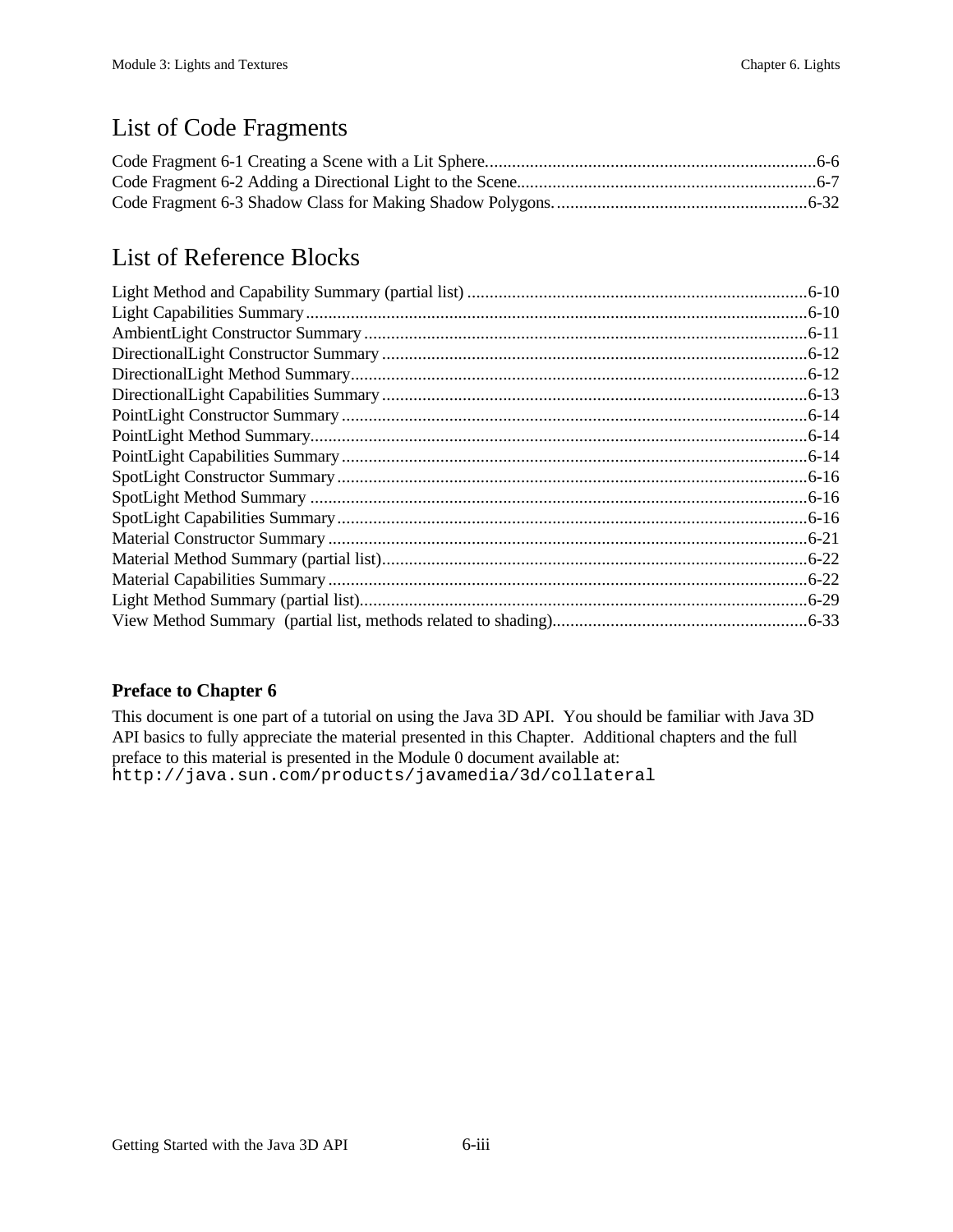# List of Code Fragments

Code Fragment 6-1 Creating a Scene with a Lit Sphere..........................................................................6-6
Code Fragment 6-2 Adding a Directional Light to the Scene..................................................................6-7
Code Fragment 6-3 Shadow Class for Making Shadow Polygons.........................................................6-32

# List of Reference Blocks

Light Method and Capability Summary (partial list) ............................................................................6-10
Light Capabilities Summary.................................................................................................................6-10
AmbientLight Constructor Summary...................................................................................................6-11
DirectionalLight Constructor Summary ...............................................................................................6-12
DirectionalLight Method Summary......................................................................................................6-12
DirectionalLight Capabilities Summary ...............................................................................................6-13
PointLight Constructor Summary........................................................................................................6-14
PointLight Method Summary...............................................................................................................6-14
PointLight Capabilities Summary........................................................................................................6-14
SpotLight Constructor Summary.........................................................................................................6-16
SpotLight Method Summary ...............................................................................................................6-16
SpotLight Capabilities Summary.........................................................................................................6-16
Material Constructor Summary...........................................................................................................6-21
Material Method Summary (partial list)...............................................................................................6-22
Material Capabilities Summary...........................................................................................................6-22
Light Method Summary (partial list)....................................................................................................6-29
View Method Summary (partial list, methods related to shading).........................................................6-33

### Preface to Chapter 6

This document is one part of a tutorial on using the Java 3D API. You should be familiar with Java 3D API basics to fully appreciate the material presented in this Chapter. Additional chapters and the full preface to this material is presented in the Module 0 document available at:
`http://java.sun.com/products/javamedia/3d/collateral`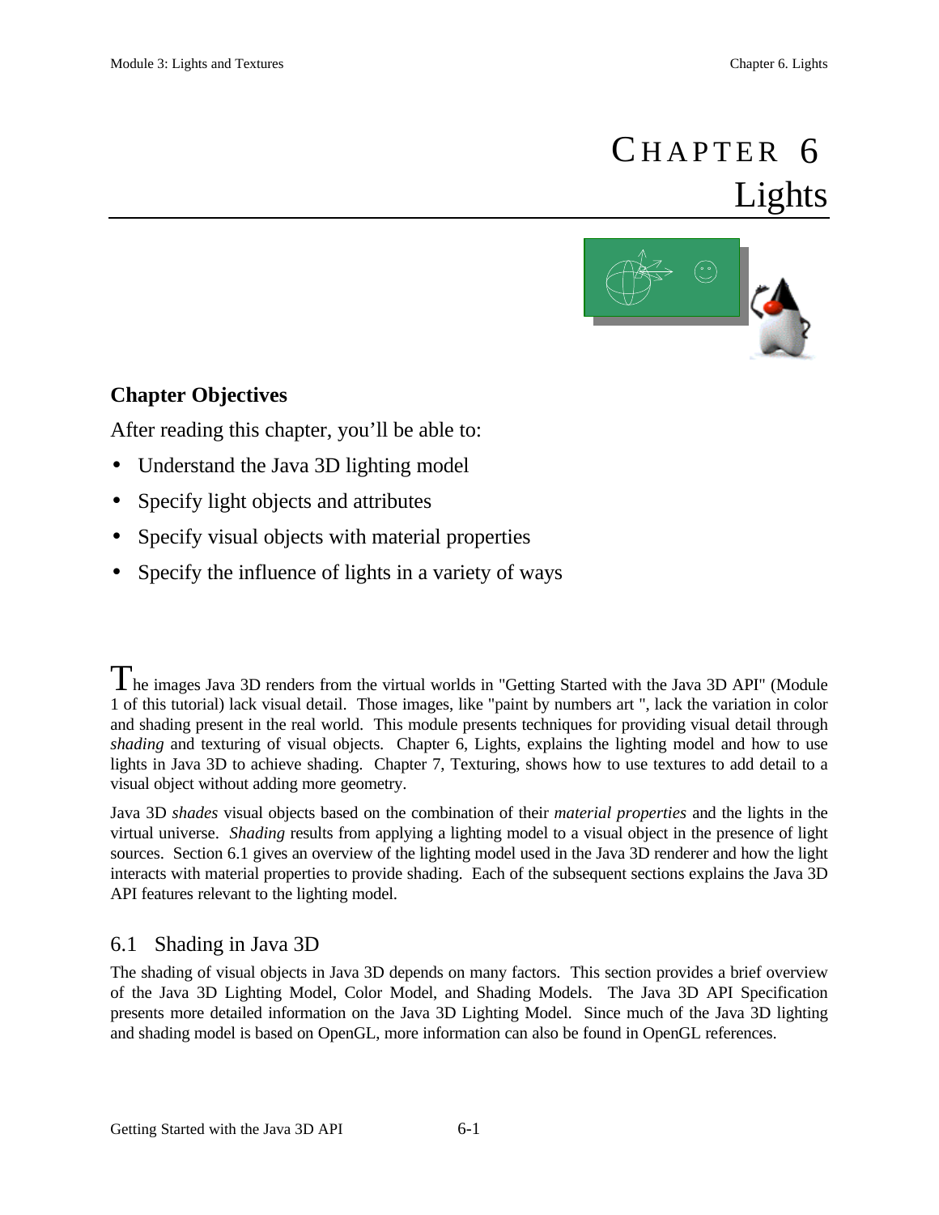# CHAPTER 6
# Lights

## Chapter Objectives

After reading this chapter, you'll be able to:

- Understand the Java 3D lighting model
- Specify light objects and attributes
- Specify visual objects with material properties
- Specify the influence of lights in a variety of ways

The images Java 3D renders from the virtual worlds in "Getting Started with the Java 3D API" (Module 1 of this tutorial) lack visual detail. Those images, like "paint by numbers art ", lack the variation in color and shading present in the real world. This module presents techniques for providing visual detail through *shading* and texturing of visual objects. Chapter 6, Lights, explains the lighting model and how to use lights in Java 3D to achieve shading. Chapter 7, Texturing, shows how to use textures to add detail to a visual object without adding more geometry.

Java 3D *shades* visual objects based on the combination of their *material properties* and the lights in the virtual universe. *Shading* results from applying a lighting model to a visual object in the presence of light sources. Section 6.1 gives an overview of the lighting model used in the Java 3D renderer and how the light interacts with material properties to provide shading. Each of the subsequent sections explains the Java 3D API features relevant to the lighting model.

## 6.1 Shading in Java 3D

The shading of visual objects in Java 3D depends on many factors. This section provides a brief overview of the Java 3D Lighting Model, Color Model, and Shading Models. The Java 3D API Specification presents more detailed information on the Java 3D Lighting Model. Since much of the Java 3D lighting and shading model is based on OpenGL, more information can also be found in OpenGL references.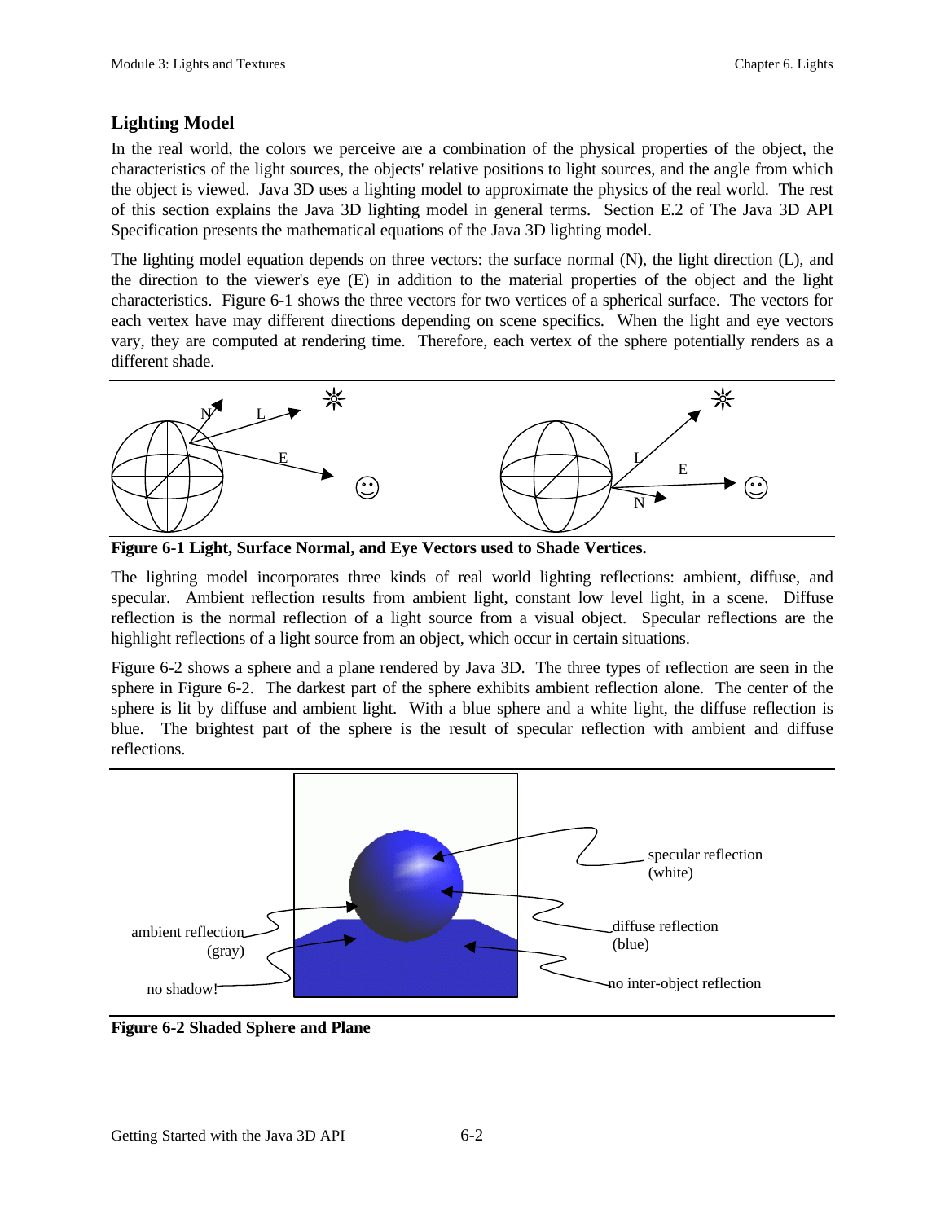## Lighting Model

In the real world, the colors we perceive are a combination of the physical properties of the object, the characteristics of the light sources, the objects' relative positions to light sources, and the angle from which the object is viewed. Java 3D uses a lighting model to approximate the physics of the real world. The rest of this section explains the Java 3D lighting model in general terms. Section E.2 of The Java 3D API Specification presents the mathematical equations of the Java 3D lighting model.

The lighting model equation depends on three vectors: the surface normal (N), the light direction (L), and the direction to the viewer's eye (E) in addition to the material properties of the object and the light characteristics. Figure 6-1 shows the three vectors for two vertices of a spherical surface. The vectors for each vertex have may different directions depending on scene specifics. When the light and eye vectors vary, they are computed at rendering time. Therefore, each vertex of the sphere potentially renders as a different shade.

N
L
E

L
E
N

**Figure 6-1 Light, Surface Normal, and Eye Vectors used to Shade Vertices.**

The lighting model incorporates three kinds of real world lighting reflections: ambient, diffuse, and specular. Ambient reflection results from ambient light, constant low level light, in a scene. Diffuse reflection is the normal reflection of a light source from a visual object. Specular reflections are the highlight reflections of a light source from an object, which occur in certain situations.

Figure 6-2 shows a sphere and a plane rendered by Java 3D. The three types of reflection are seen in the sphere in Figure 6-2. The darkest part of the sphere exhibits ambient reflection alone. The center of the sphere is lit by diffuse and ambient light. With a blue sphere and a white light, the diffuse reflection is blue. The brightest part of the sphere is the result of specular reflection with ambient and diffuse reflections.

specular reflection (white)
diffuse reflection (blue)
no inter-object reflection
ambient reflection (gray)
no shadow!

**Figure 6-2 Shaded Sphere and Plane**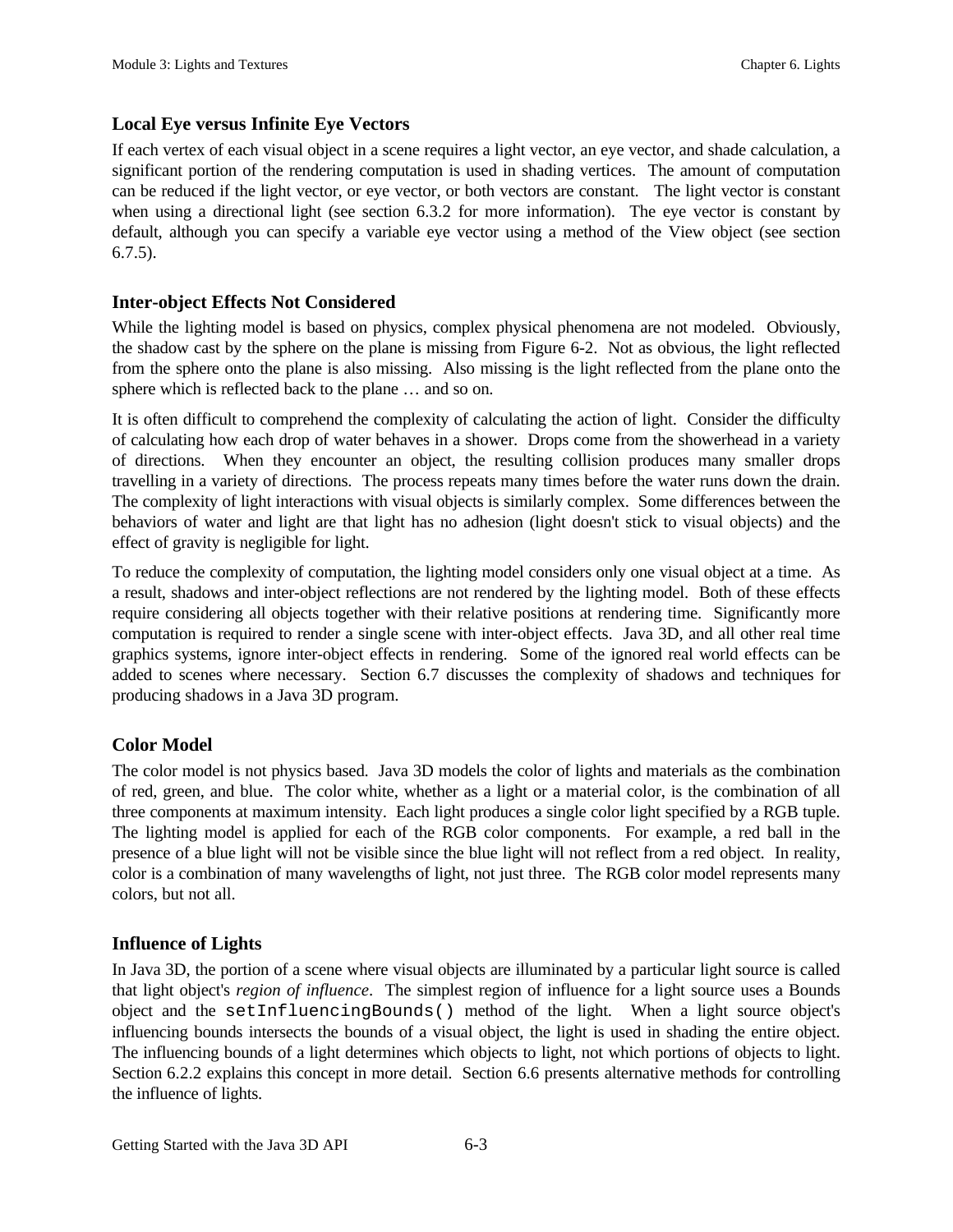### Local Eye versus Infinite Eye Vectors

If each vertex of each visual object in a scene requires a light vector, an eye vector, and shade calculation, a significant portion of the rendering computation is used in shading vertices. The amount of computation can be reduced if the light vector, or eye vector, or both vectors are constant. The light vector is constant when using a directional light (see section 6.3.2 for more information). The eye vector is constant by default, although you can specify a variable eye vector using a method of the View object (see section 6.7.5).

### Inter-object Effects Not Considered

While the lighting model is based on physics, complex physical phenomena are not modeled. Obviously, the shadow cast by the sphere on the plane is missing from Figure 6-2. Not as obvious, the light reflected from the sphere onto the plane is also missing. Also missing is the light reflected from the plane onto the sphere which is reflected back to the plane … and so on.

It is often difficult to comprehend the complexity of calculating the action of light. Consider the difficulty of calculating how each drop of water behaves in a shower. Drops come from the showerhead in a variety of directions. When they encounter an object, the resulting collision produces many smaller drops travelling in a variety of directions. The process repeats many times before the water runs down the drain. The complexity of light interactions with visual objects is similarly complex. Some differences between the behaviors of water and light are that light has no adhesion (light doesn't stick to visual objects) and the effect of gravity is negligible for light.

To reduce the complexity of computation, the lighting model considers only one visual object at a time. As a result, shadows and inter-object reflections are not rendered by the lighting model. Both of these effects require considering all objects together with their relative positions at rendering time. Significantly more computation is required to render a single scene with inter-object effects. Java 3D, and all other real time graphics systems, ignore inter-object effects in rendering. Some of the ignored real world effects can be added to scenes where necessary. Section 6.7 discusses the complexity of shadows and techniques for producing shadows in a Java 3D program.

### Color Model

The color model is not physics based. Java 3D models the color of lights and materials as the combination of red, green, and blue. The color white, whether as a light or a material color, is the combination of all three components at maximum intensity. Each light produces a single color light specified by a RGB tuple. The lighting model is applied for each of the RGB color components. For example, a red ball in the presence of a blue light will not be visible since the blue light will not reflect from a red object. In reality, color is a combination of many wavelengths of light, not just three. The RGB color model represents many colors, but not all.

### Influence of Lights

In Java 3D, the portion of a scene where visual objects are illuminated by a particular light source is called that light object's *region of influence*. The simplest region of influence for a light source uses a Bounds object and the `setInfluencingBounds()` method of the light. When a light source object's influencing bounds intersects the bounds of a visual object, the light is used in shading the entire object. The influencing bounds of a light determines which objects to light, not which portions of objects to light. Section 6.2.2 explains this concept in more detail. Section 6.6 presents alternative methods for controlling the influence of lights.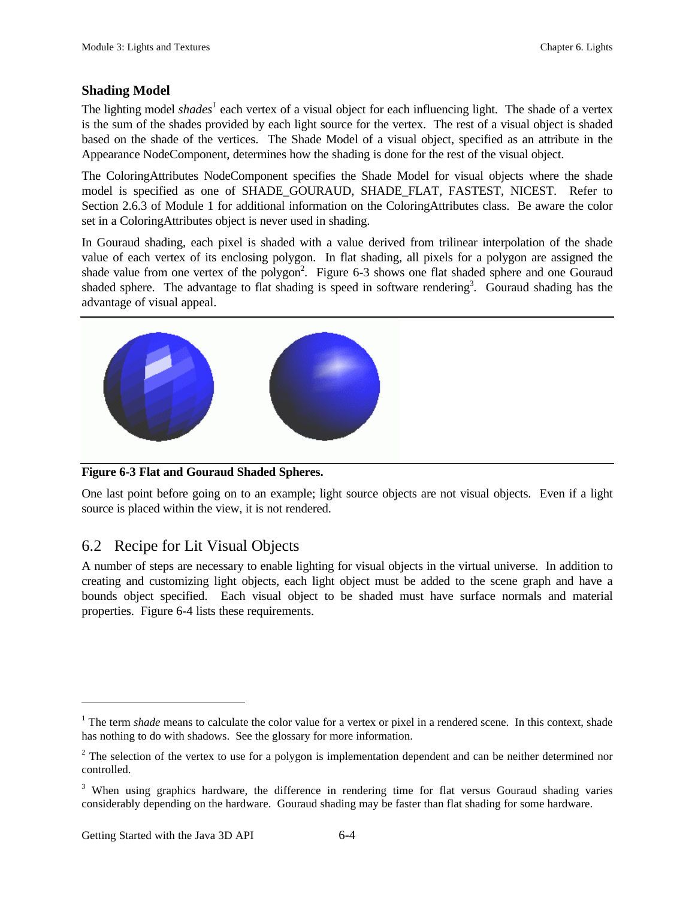### Shading Model

The lighting model *shades*[1] each vertex of a visual object for each influencing light. The shade of a vertex is the sum of the shades provided by each light source for the vertex. The rest of a visual object is shaded based on the shade of the vertices. The Shade Model of a visual object, specified as an attribute in the Appearance NodeComponent, determines how the shading is done for the rest of the visual object.

The ColoringAttributes NodeComponent specifies the Shade Model for visual objects where the shade model is specified as one of SHADE_GOURAUD, SHADE_FLAT, FASTEST, NICEST. Refer to Section 2.6.3 of Module 1 for additional information on the ColoringAttributes class. Be aware the color set in a ColoringAttributes object is never used in shading.

In Gouraud shading, each pixel is shaded with a value derived from trilinear interpolation of the shade value of each vertex of its enclosing polygon. In flat shading, all pixels for a polygon are assigned the shade value from one vertex of the polygon[2]. Figure 6-3 shows one flat shaded sphere and one Gouraud shaded sphere. The advantage to flat shading is speed in software rendering[3]. Gouraud shading has the advantage of visual appeal.

**Figure 6-3 Flat and Gouraud Shaded Spheres.**

One last point before going on to an example; light source objects are not visual objects. Even if a light source is placed within the view, it is not rendered.

## 6.2 Recipe for Lit Visual Objects

A number of steps are necessary to enable lighting for visual objects in the virtual universe. In addition to creating and customizing light objects, each light object must be added to the scene graph and have a bounds object specified. Each visual object to be shaded must have surface normals and material properties. Figure 6-4 lists these requirements.

---

[1] The term *shade* means to calculate the color value for a vertex or pixel in a rendered scene. In this context, shade has nothing to do with shadows. See the glossary for more information.

[2] The selection of the vertex to use for a polygon is implementation dependent and can be neither determined nor controlled.

[3] When using graphics hardware, the difference in rendering time for flat versus Gouraud shading varies considerably depending on the hardware. Gouraud shading may be faster than flat shading for some hardware.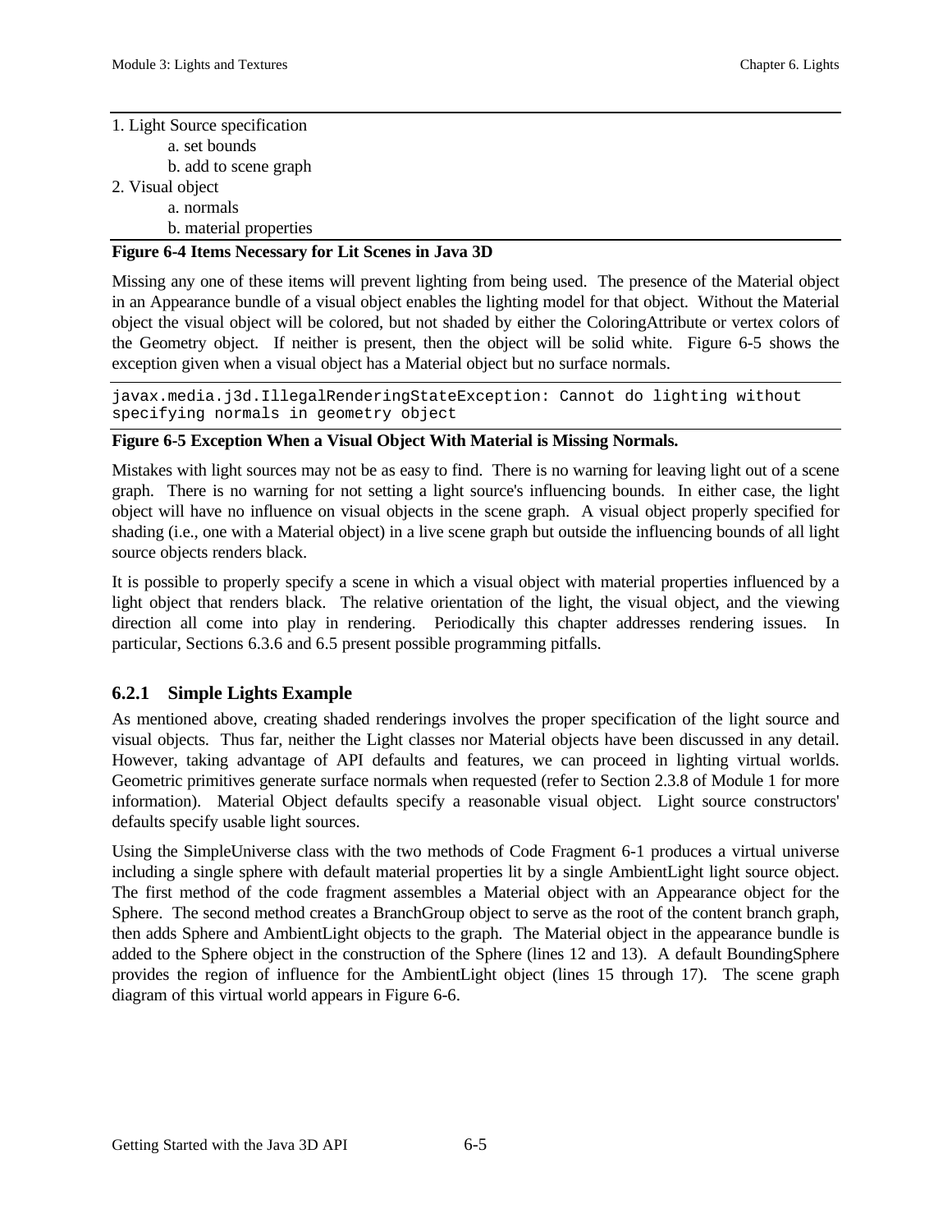1. Light Source specification
    a. set bounds
    b. add to scene graph
2. Visual object
    a. normals
    b. material properties

**Figure 6-4 Items Necessary for Lit Scenes in Java 3D**

Missing any one of these items will prevent lighting from being used. The presence of the Material object in an Appearance bundle of a visual object enables the lighting model for that object. Without the Material object the visual object will be colored, but not shaded by either the ColoringAttribute or vertex colors of the Geometry object. If neither is present, then the object will be solid white. Figure 6-5 shows the exception given when a visual object has a Material object but no surface normals.

```
javax.media.j3d.IllegalRenderingStateException: Cannot do lighting without
specifying normals in geometry object
```

**Figure 6-5 Exception When a Visual Object With Material is Missing Normals.**

Mistakes with light sources may not be as easy to find. There is no warning for leaving light out of a scene graph. There is no warning for not setting a light source's influencing bounds. In either case, the light object will have no influence on visual objects in the scene graph. A visual object properly specified for shading (i.e., one with a Material object) in a live scene graph but outside the influencing bounds of all light source objects renders black.

It is possible to properly specify a scene in which a visual object with material properties influenced by a light object that renders black. The relative orientation of the light, the visual object, and the viewing direction all come into play in rendering. Periodically this chapter addresses rendering issues. In particular, Sections 6.3.6 and 6.5 present possible programming pitfalls.

### 6.2.1 Simple Lights Example

As mentioned above, creating shaded renderings involves the proper specification of the light source and visual objects. Thus far, neither the Light classes nor Material objects have been discussed in any detail. However, taking advantage of API defaults and features, we can proceed in lighting virtual worlds. Geometric primitives generate surface normals when requested (refer to Section 2.3.8 of Module 1 for more information). Material Object defaults specify a reasonable visual object. Light source constructors' defaults specify usable light sources.

Using the SimpleUniverse class with the two methods of Code Fragment 6-1 produces a virtual universe including a single sphere with default material properties lit by a single AmbientLight light source object. The first method of the code fragment assembles a Material object with an Appearance object for the Sphere. The second method creates a BranchGroup object to serve as the root of the content branch graph, then adds Sphere and AmbientLight objects to the graph. The Material object in the appearance bundle is added to the Sphere object in the construction of the Sphere (lines 12 and 13). A default BoundingSphere provides the region of influence for the AmbientLight object (lines 15 through 17). The scene graph diagram of this virtual world appears in Figure 6-6.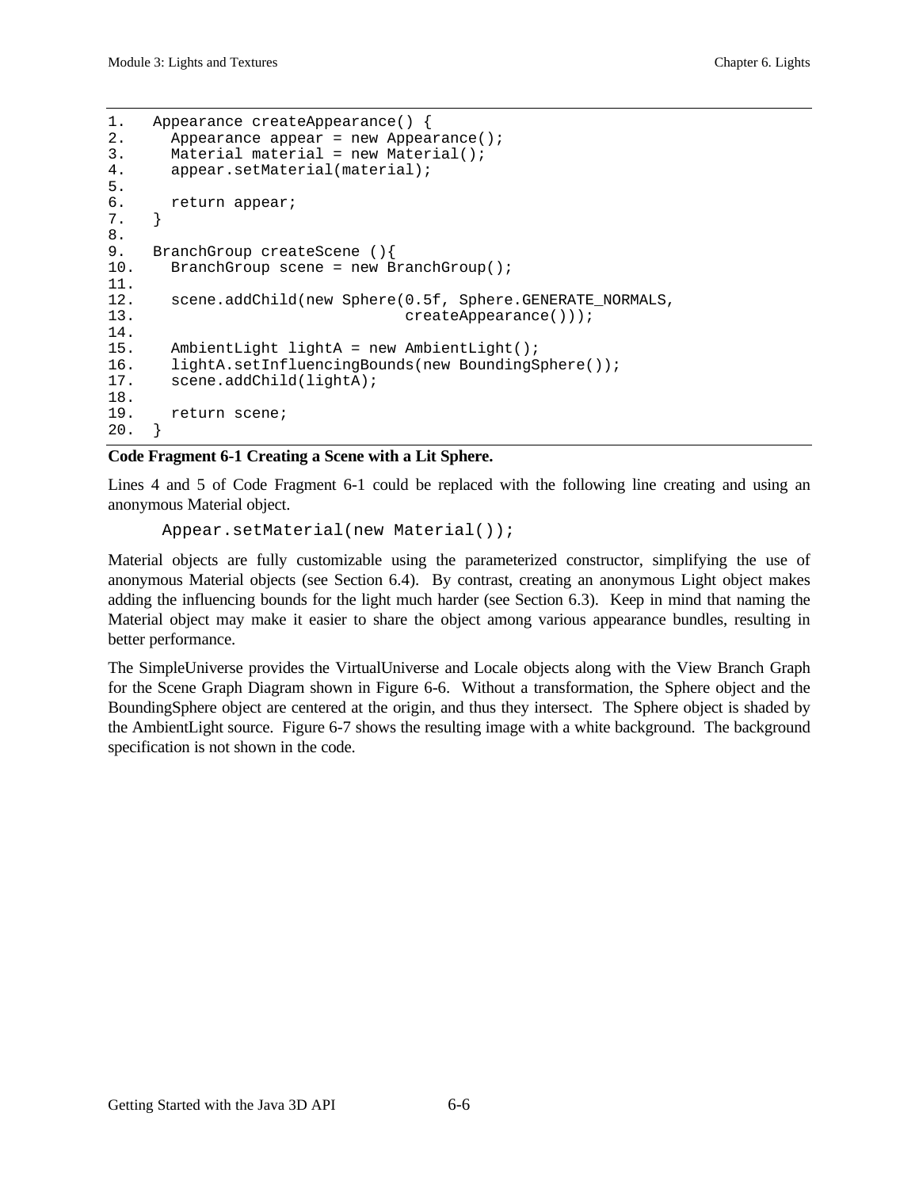```
1.   Appearance createAppearance() {
2.     Appearance appear = new Appearance();
3.     Material material = new Material();
4.     appear.setMaterial(material);
5.
6.     return appear;
7.   }
8.
9.   BranchGroup createScene (){
10.    BranchGroup scene = new BranchGroup();
11.
12.    scene.addChild(new Sphere(0.5f, Sphere.GENERATE_NORMALS,
13.                              createAppearance()));
14.
15.    AmbientLight lightA = new AmbientLight();
16.    lightA.setInfluencingBounds(new BoundingSphere());
17.    scene.addChild(lightA);
18.
19.    return scene;
20.  }
```

**Code Fragment 6-1 Creating a Scene with a Lit Sphere.**

Lines 4 and 5 of Code Fragment 6-1 could be replaced with the following line creating and using an anonymous Material object.

```
Appear.setMaterial(new Material());
```

Material objects are fully customizable using the parameterized constructor, simplifying the use of anonymous Material objects (see Section 6.4). By contrast, creating an anonymous Light object makes adding the influencing bounds for the light much harder (see Section 6.3). Keep in mind that naming the Material object may make it easier to share the object among various appearance bundles, resulting in better performance.

The SimpleUniverse provides the VirtualUniverse and Locale objects along with the View Branch Graph for the Scene Graph Diagram shown in Figure 6-6. Without a transformation, the Sphere object and the BoundingSphere object are centered at the origin, and thus they intersect. The Sphere object is shaded by the AmbientLight source. Figure 6-7 shows the resulting image with a white background. The background specification is not shown in the code.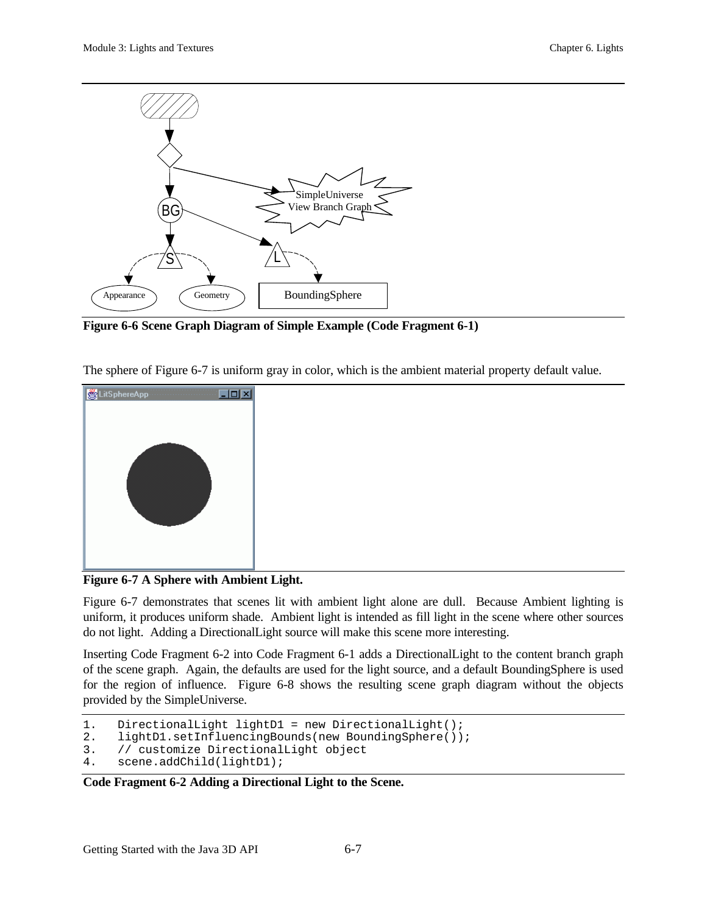SimpleUniverse
View Branch Graph

BG

S

L

Appearance

Geometry

BoundingSphere

**Figure 6-6 Scene Graph Diagram of Simple Example (Code Fragment 6-1)**

The sphere of Figure 6-7 is uniform gray in color, which is the ambient material property default value.

LitSphereApp

**Figure 6-7 A Sphere with Ambient Light.**

Figure 6-7 demonstrates that scenes lit with ambient light alone are dull. Because Ambient lighting is uniform, it produces uniform shade. Ambient light is intended as fill light in the scene where other sources do not light. Adding a DirectionalLight source will make this scene more interesting.

Inserting Code Fragment 6-2 into Code Fragment 6-1 adds a DirectionalLight to the content branch graph of the scene graph. Again, the defaults are used for the light source, and a default BoundingSphere is used for the region of influence. Figure 6-8 shows the resulting scene graph diagram without the objects provided by the SimpleUniverse.

```
1.   DirectionalLight lightD1 = new DirectionalLight();
2.   lightD1.setInfluencingBounds(new BoundingSphere());
3.   // customize DirectionalLight object
4.   scene.addChild(lightD1);
```

**Code Fragment 6-2 Adding a Directional Light to the Scene.**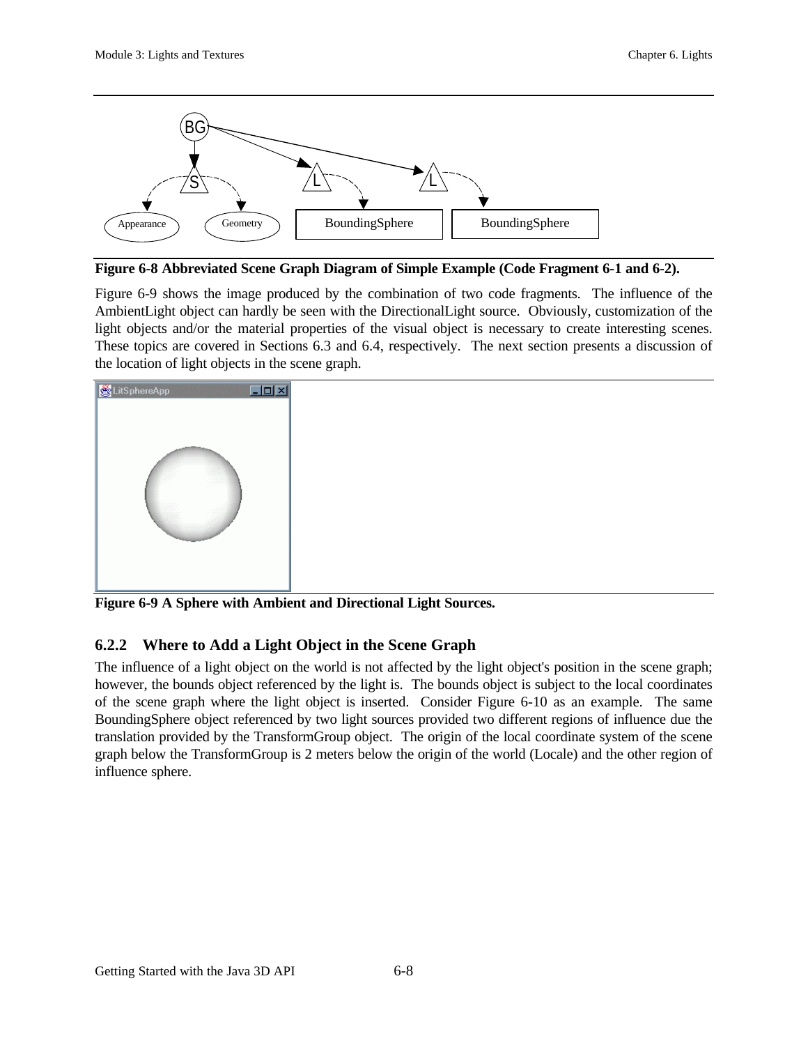BG

S

L

L

Appearance

Geometry

BoundingSphere

BoundingSphere

**Figure 6-8 Abbreviated Scene Graph Diagram of Simple Example (Code Fragment 6-1 and 6-2).**

Figure 6-9 shows the image produced by the combination of two code fragments. The influence of the AmbientLight object can hardly be seen with the DirectionalLight source. Obviously, customization of the light objects and/or the material properties of the visual object is necessary to create interesting scenes. These topics are covered in Sections 6.3 and 6.4, respectively. The next section presents a discussion of the location of light objects in the scene graph.

LitSphereApp

**Figure 6-9 A Sphere with Ambient and Directional Light Sources.**

### 6.2.2 Where to Add a Light Object in the Scene Graph

The influence of a light object on the world is not affected by the light object's position in the scene graph; however, the bounds object referenced by the light is. The bounds object is subject to the local coordinates of the scene graph where the light object is inserted. Consider Figure 6-10 as an example. The same BoundingSphere object referenced by two light sources provided two different regions of influence due the translation provided by the TransformGroup object. The origin of the local coordinate system of the scene graph below the TransformGroup is 2 meters below the origin of the world (Locale) and the other region of influence sphere.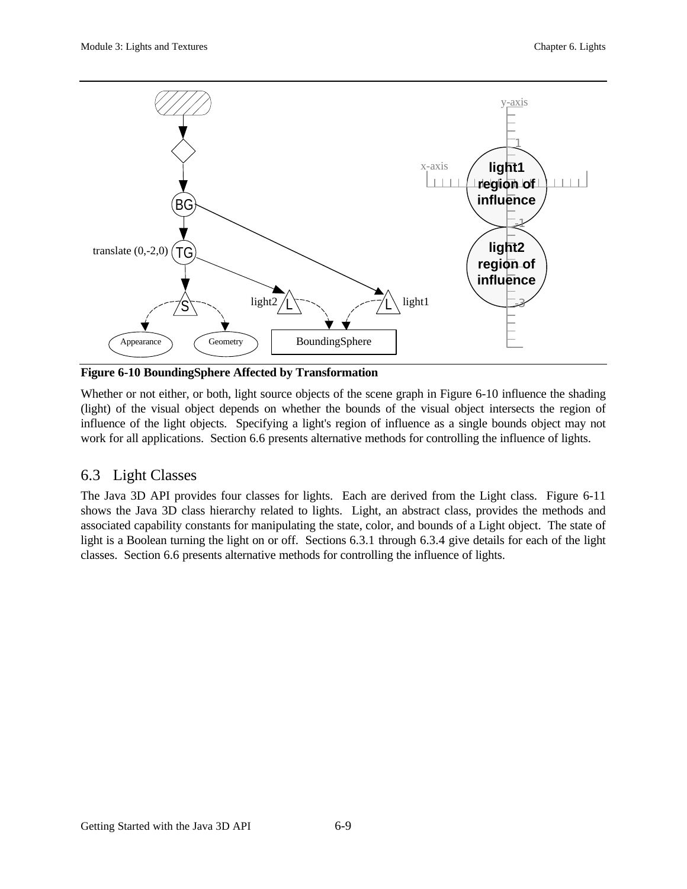y-axis

1

x-axis

light1
region of
influence

-1

light2
region of
influence

-3

BG

translate (0,-2,0) TG

S

light2 L

L light1

Appearance

Geometry

BoundingSphere

**Figure 6-10 BoundingSphere Affected by Transformation**

Whether or not either, or both, light source objects of the scene graph in Figure 6-10 influence the shading (light) of the visual object depends on whether the bounds of the visual object intersects the region of influence of the light objects. Specifying a light's region of influence as a single bounds object may not work for all applications. Section 6.6 presents alternative methods for controlling the influence of lights.

## 6.3 Light Classes

The Java 3D API provides four classes for lights. Each are derived from the Light class. Figure 6-11 shows the Java 3D class hierarchy related to lights. Light, an abstract class, provides the methods and associated capability constants for manipulating the state, color, and bounds of a Light object. The state of light is a Boolean turning the light on or off. Sections 6.3.1 through 6.3.4 give details for each of the light classes. Section 6.6 presents alternative methods for controlling the influence of lights.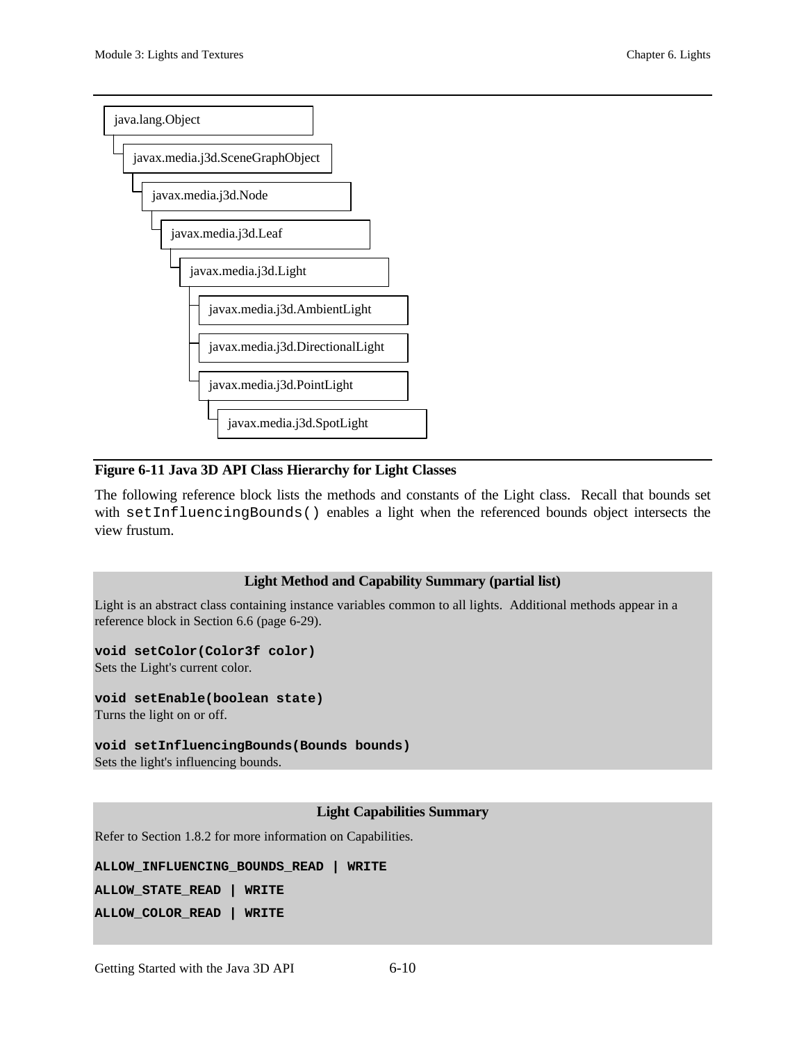- java.lang.Object
  - javax.media.j3d.SceneGraphObject
    - javax.media.j3d.Node
      - javax.media.j3d.Leaf
        - javax.media.j3d.Light
          - javax.media.j3d.AmbientLight
          - javax.media.j3d.DirectionalLight
          - javax.media.j3d.PointLight
            - javax.media.j3d.SpotLight

**Figure 6-11 Java 3D API Class Hierarchy for Light Classes**

The following reference block lists the methods and constants of the Light class. Recall that bounds set with `setInfluencingBounds()` enables a light when the referenced bounds object intersects the view frustum.

### Light Method and Capability Summary (partial list)

Light is an abstract class containing instance variables common to all lights. Additional methods appear in a reference block in Section 6.6 (page 6-29).

**`void setColor(Color3f color)`**
Sets the Light's current color.

**`void setEnable(boolean state)`**
Turns the light on or off.

**`void setInfluencingBounds(Bounds bounds)`**
Sets the light's influencing bounds.

### Light Capabilities Summary

Refer to Section 1.8.2 for more information on Capabilities.

**`ALLOW_INFLUENCING_BOUNDS_READ | WRITE`**

**`ALLOW_STATE_READ | WRITE`**

**`ALLOW_COLOR_READ | WRITE`**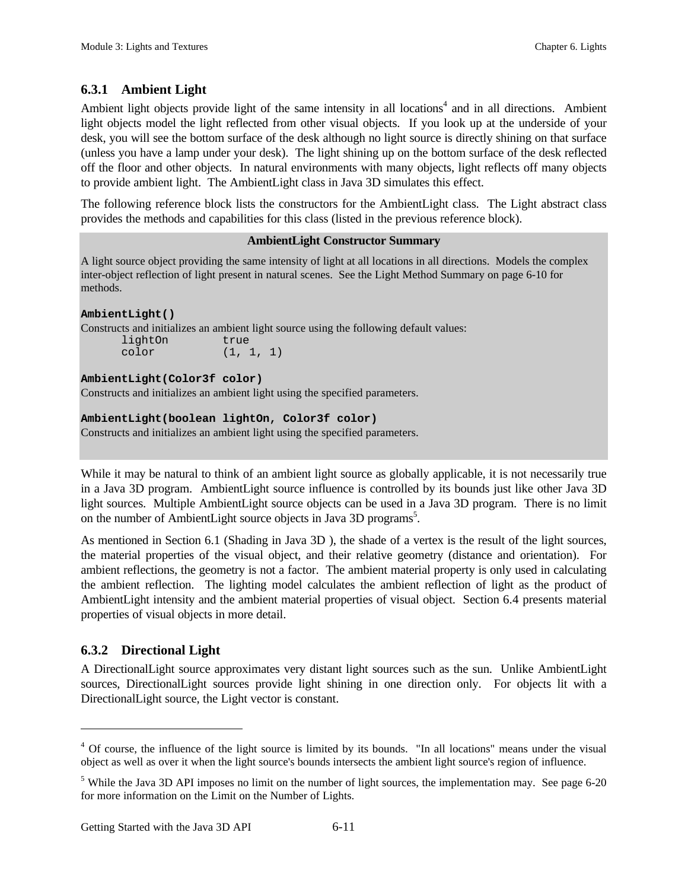### 6.3.1 Ambient Light

Ambient light objects provide light of the same intensity in all locations[4] and in all directions. Ambient light objects model the light reflected from other visual objects. If you look up at the underside of your desk, you will see the bottom surface of the desk although no light source is directly shining on that surface (unless you have a lamp under your desk). The light shining up on the bottom surface of the desk reflected off the floor and other objects. In natural environments with many objects, light reflects off many objects to provide ambient light. The AmbientLight class in Java 3D simulates this effect.

The following reference block lists the constructors for the AmbientLight class. The Light abstract class provides the methods and capabilities for this class (listed in the previous reference block).

**AmbientLight Constructor Summary**

A light source object providing the same intensity of light at all locations in all directions. Models the complex inter-object reflection of light present in natural scenes. See the Light Method Summary on page 6-10 for methods.

**`AmbientLight()`**

Constructs and initializes an ambient light source using the following default values:

```
lightOn        true
color          (1, 1, 1)
```

**`AmbientLight(Color3f color)`**

Constructs and initializes an ambient light using the specified parameters.

**`AmbientLight(boolean lightOn, Color3f color)`**

Constructs and initializes an ambient light using the specified parameters.

While it may be natural to think of an ambient light source as globally applicable, it is not necessarily true in a Java 3D program. AmbientLight source influence is controlled by its bounds just like other Java 3D light sources. Multiple AmbientLight source objects can be used in a Java 3D program. There is no limit on the number of AmbientLight source objects in Java 3D programs[5].

As mentioned in Section 6.1 (Shading in Java 3D ), the shade of a vertex is the result of the light sources, the material properties of the visual object, and their relative geometry (distance and orientation). For ambient reflections, the geometry is not a factor. The ambient material property is only used in calculating the ambient reflection. The lighting model calculates the ambient reflection of light as the product of AmbientLight intensity and the ambient material properties of visual object. Section 6.4 presents material properties of visual objects in more detail.

### 6.3.2 Directional Light

A DirectionalLight source approximates very distant light sources such as the sun. Unlike AmbientLight sources, DirectionalLight sources provide light shining in one direction only. For objects lit with a DirectionalLight source, the Light vector is constant.

---

[4] Of course, the influence of the light source is limited by its bounds. "In all locations" means under the visual object as well as over it when the light source's bounds intersects the ambient light source's region of influence.

[5] While the Java 3D API imposes no limit on the number of light sources, the implementation may. See page 6-20 for more information on the Limit on the Number of Lights.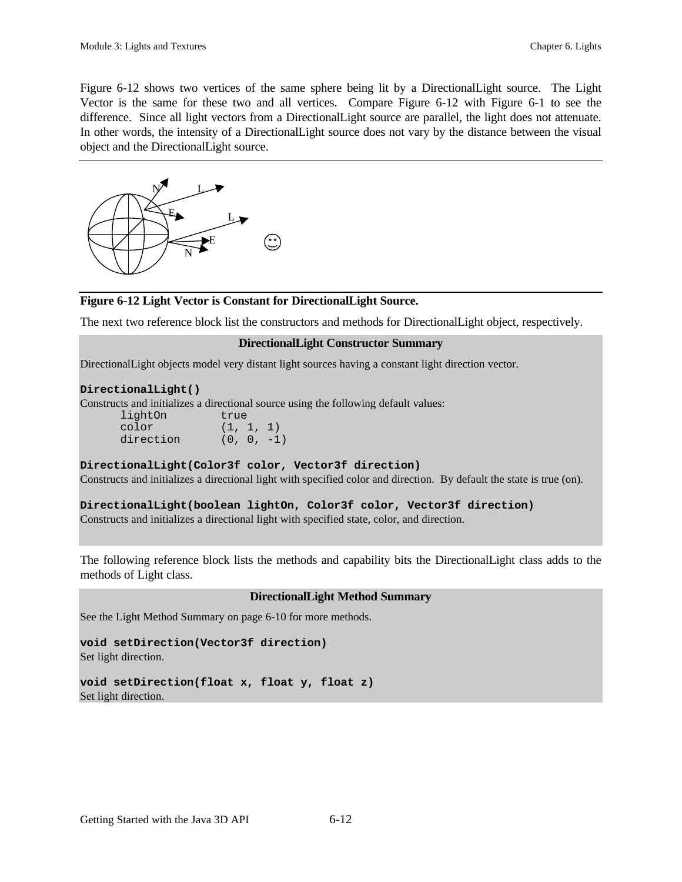Figure 6-12 shows two vertices of the same sphere being lit by a DirectionalLight source. The Light Vector is the same for these two and all vertices. Compare Figure 6-12 with Figure 6-1 to see the difference. Since all light vectors from a DirectionalLight source are parallel, the light does not attenuate. In other words, the intensity of a DirectionalLight source does not vary by the distance between the visual object and the DirectionalLight source.

**Figure 6-12 Light Vector is Constant for DirectionalLight Source.**

The next two reference block list the constructors and methods for DirectionalLight object, respectively.

### DirectionalLight Constructor Summary

DirectionalLight objects model very distant light sources having a constant light direction vector.

**`DirectionalLight()`**
Constructs and initializes a directional source using the following default values:

```
lightOn      true
color        (1, 1, 1)
direction    (0, 0, -1)
```

**`DirectionalLight(Color3f color, Vector3f direction)`**
Constructs and initializes a directional light with specified color and direction. By default the state is true (on).

**`DirectionalLight(boolean lightOn, Color3f color, Vector3f direction)`**
Constructs and initializes a directional light with specified state, color, and direction.

The following reference block lists the methods and capability bits the DirectionalLight class adds to the methods of Light class.

### DirectionalLight Method Summary

See the Light Method Summary on page 6-10 for more methods.

**`void setDirection(Vector3f direction)`**
Set light direction.

**`void setDirection(float x, float y, float z)`**
Set light direction.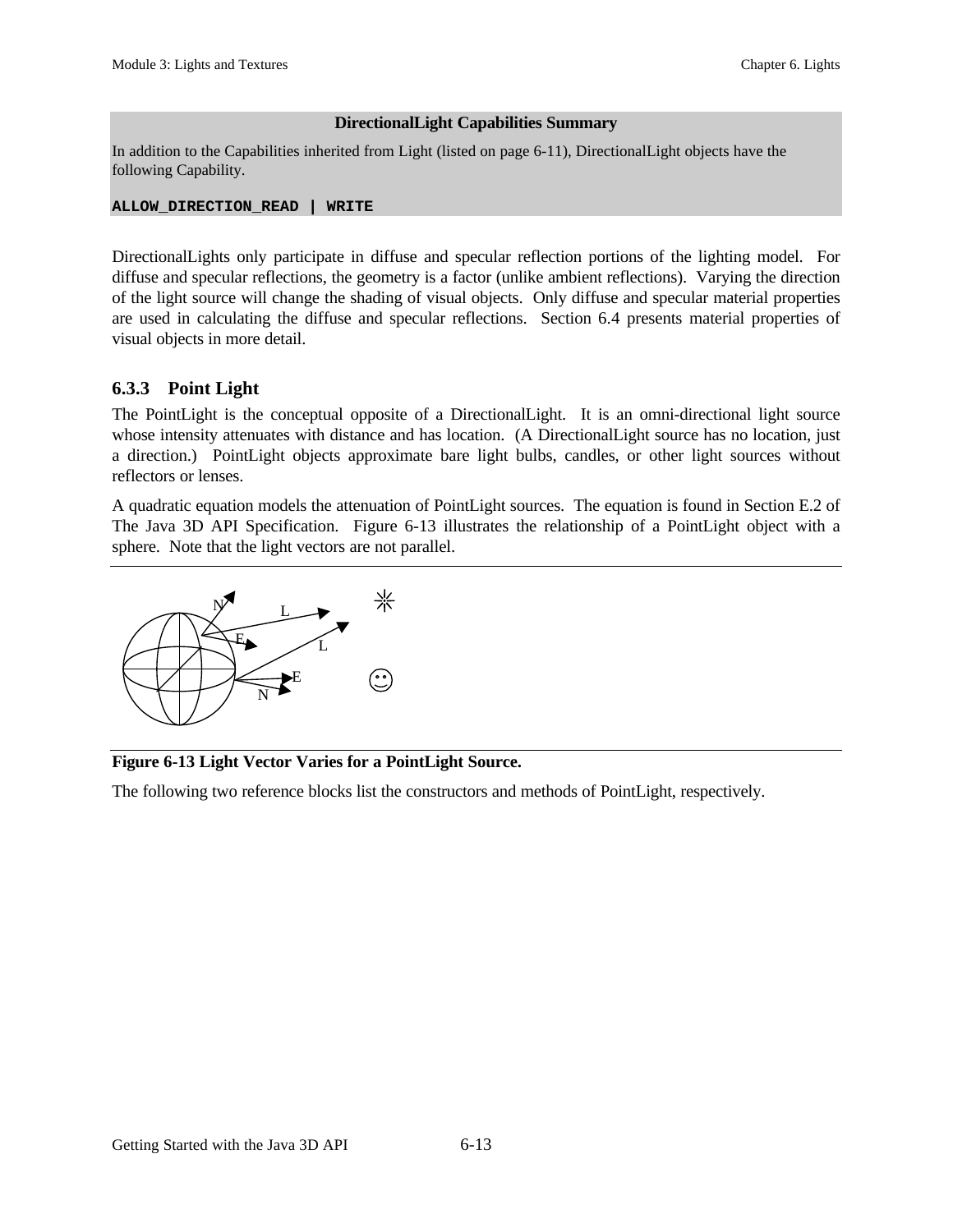**DirectionalLight Capabilities Summary**

In addition to the Capabilities inherited from Light (listed on page 6-11), DirectionalLight objects have the following Capability.

**`ALLOW_DIRECTION_READ | WRITE`**

DirectionalLights only participate in diffuse and specular reflection portions of the lighting model. For diffuse and specular reflections, the geometry is a factor (unlike ambient reflections). Varying the direction of the light source will change the shading of visual objects. Only diffuse and specular material properties are used in calculating the diffuse and specular reflections. Section 6.4 presents material properties of visual objects in more detail.

### 6.3.3 Point Light

The PointLight is the conceptual opposite of a DirectionalLight. It is an omni-directional light source whose intensity attenuates with distance and has location. (A DirectionalLight source has no location, just a direction.) PointLight objects approximate bare light bulbs, candles, or other light sources without reflectors or lenses.

A quadratic equation models the attenuation of PointLight sources. The equation is found in Section E.2 of The Java 3D API Specification. Figure 6-13 illustrates the relationship of a PointLight object with a sphere. Note that the light vectors are not parallel.

N
L
E
L
E
N

**Figure 6-13 Light Vector Varies for a PointLight Source.**

The following two reference blocks list the constructors and methods of PointLight, respectively.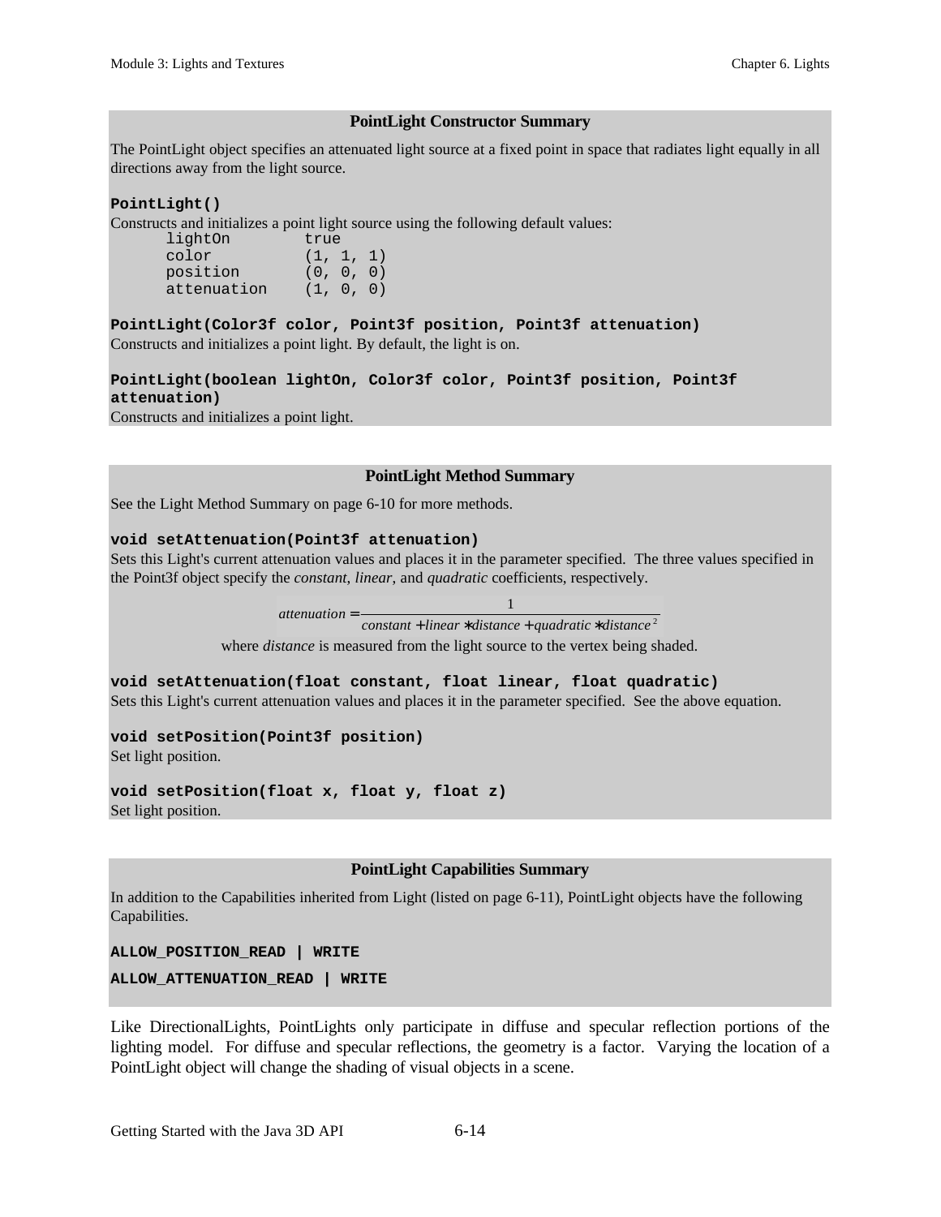**PointLight Constructor Summary**

The PointLight object specifies an attenuated light source at a fixed point in space that radiates light equally in all directions away from the light source.

**`PointLight()`**

Constructs and initializes a point light source using the following default values:

```
lightOn        true
color          (1, 1, 1)
position       (0, 0, 0)
attenuation    (1, 0, 0)
```

**`PointLight(Color3f color, Point3f position, Point3f attenuation)`**

Constructs and initializes a point light. By default, the light is on.

**`PointLight(boolean lightOn, Color3f color, Point3f position, Point3f attenuation)`**

Constructs and initializes a point light.

**PointLight Method Summary**

See the Light Method Summary on page 6-10 for more methods.

**`void setAttenuation(Point3f attenuation)`**

Sets this Light's current attenuation values and places it in the parameter specified. The three values specified in the Point3f object specify the *constant, linear,* and *quadratic* coefficients, respectively.

$$attenuation = \frac{1}{constant + linear * distance + quadratic * distance^2}$$

where *distance* is measured from the light source to the vertex being shaded.

**`void setAttenuation(float constant, float linear, float quadratic)`**

Sets this Light's current attenuation values and places it in the parameter specified. See the above equation.

**`void setPosition(Point3f position)`**

Set light position.

**`void setPosition(float x, float y, float z)`**

Set light position.

**PointLight Capabilities Summary**

In addition to the Capabilities inherited from Light (listed on page 6-11), PointLight objects have the following Capabilities.

**ALLOW_POSITION_READ | WRITE**

**ALLOW_ATTENUATION_READ | WRITE**

Like DirectionalLights, PointLights only participate in diffuse and specular reflection portions of the lighting model. For diffuse and specular reflections, the geometry is a factor. Varying the location of a PointLight object will change the shading of visual objects in a scene.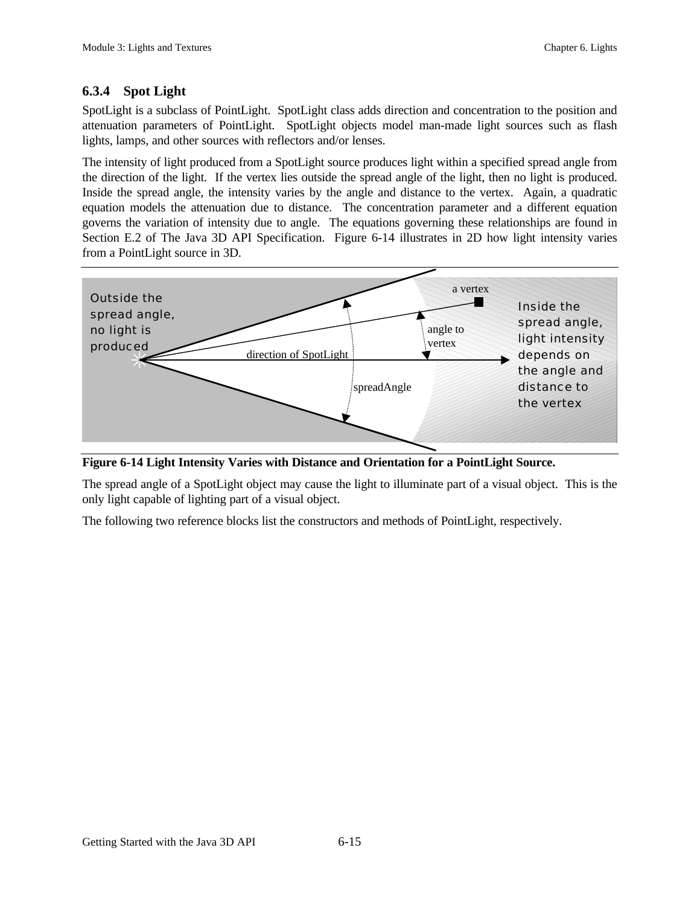### 6.3.4 Spot Light

SpotLight is a subclass of PointLight. SpotLight class adds direction and concentration to the position and attenuation parameters of PointLight. SpotLight objects model man-made light sources such as flash lights, lamps, and other sources with reflectors and/or lenses.

The intensity of light produced from a SpotLight source produces light within a specified spread angle from the direction of the light. If the vertex lies outside the spread angle of the light, then no light is produced. Inside the spread angle, the intensity varies by the angle and distance to the vertex. Again, a quadratic equation models the attenuation due to distance. The concentration parameter and a different equation governs the variation of intensity due to angle. The equations governing these relationships are found in Section E.2 of The Java 3D API Specification. Figure 6-14 illustrates in 2D how light intensity varies from a PointLight source in 3D.

Outside the spread angle, no light is produced

a vertex

angle to vertex

direction of SpotLight

spreadAngle

Inside the spread angle, light intensity depends on the angle and distance to the vertex

**Figure 6-14 Light Intensity Varies with Distance and Orientation for a PointLight Source.**

The spread angle of a SpotLight object may cause the light to illuminate part of a visual object. This is the only light capable of lighting part of a visual object.

The following two reference blocks list the constructors and methods of PointLight, respectively.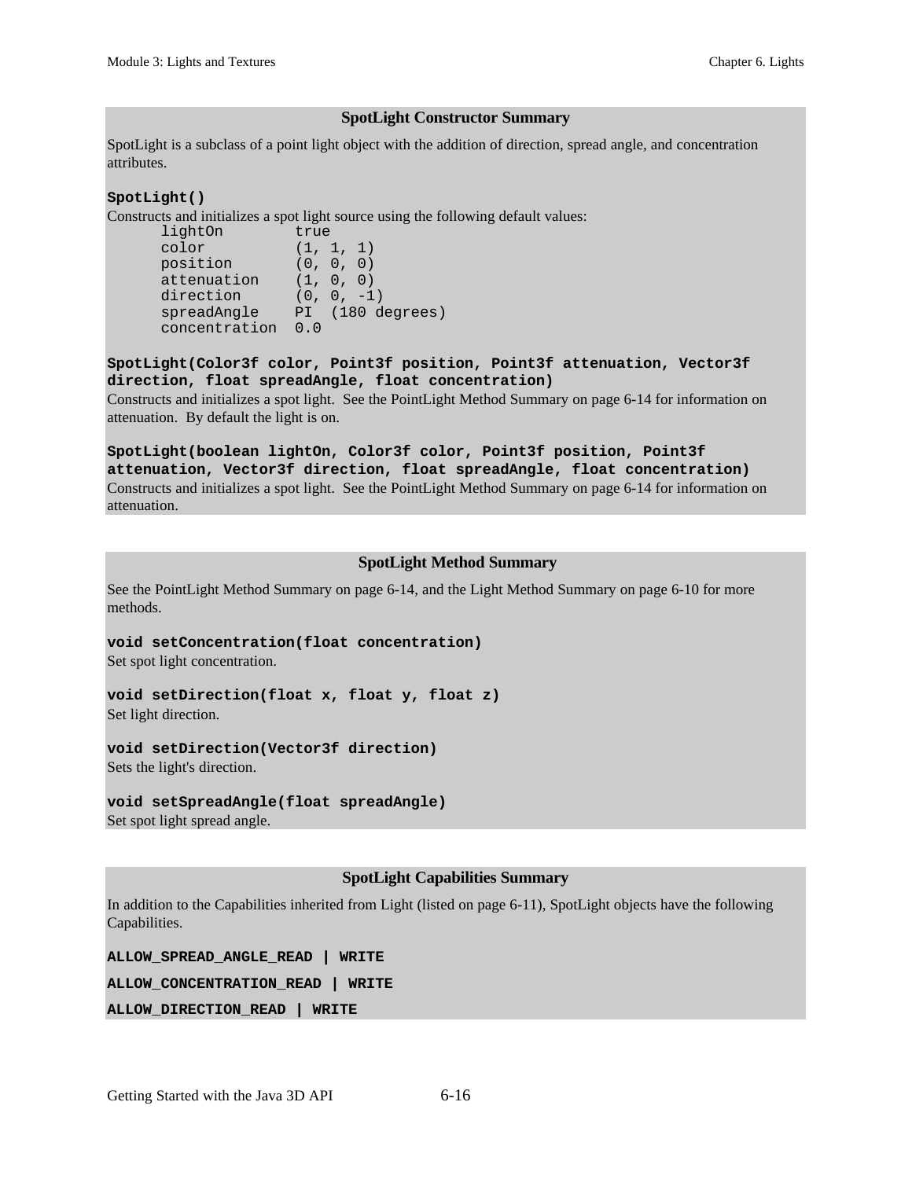### SpotLight Constructor Summary

SpotLight is a subclass of a point light object with the addition of direction, spread angle, and concentration attributes.

**`SpotLight()`**

Constructs and initializes a spot light source using the following default values:

```
lightOn        true
color          (1, 1, 1)
position       (0, 0, 0)
attenuation    (1, 0, 0)
direction      (0, 0, -1)
spreadAngle    PI  (180 degrees)
concentration  0.0
```

**`SpotLight(Color3f color, Point3f position, Point3f attenuation, Vector3f direction, float spreadAngle, float concentration)`**

Constructs and initializes a spot light. See the PointLight Method Summary on page 6-14 for information on attenuation. By default the light is on.

**`SpotLight(boolean lightOn, Color3f color, Point3f position, Point3f attenuation, Vector3f direction, float spreadAngle, float concentration)`**

Constructs and initializes a spot light. See the PointLight Method Summary on page 6-14 for information on attenuation.

### SpotLight Method Summary

See the PointLight Method Summary on page 6-14, and the Light Method Summary on page 6-10 for more methods.

**`void setConcentration(float concentration)`**

Set spot light concentration.

**`void setDirection(float x, float y, float z)`**

Set light direction.

**`void setDirection(Vector3f direction)`**

Sets the light's direction.

**`void setSpreadAngle(float spreadAngle)`**

Set spot light spread angle.

### SpotLight Capabilities Summary

In addition to the Capabilities inherited from Light (listed on page 6-11), SpotLight objects have the following Capabilities.

**`ALLOW_SPREAD_ANGLE_READ | WRITE`**

**`ALLOW_CONCENTRATION_READ | WRITE`**

**`ALLOW_DIRECTION_READ | WRITE`**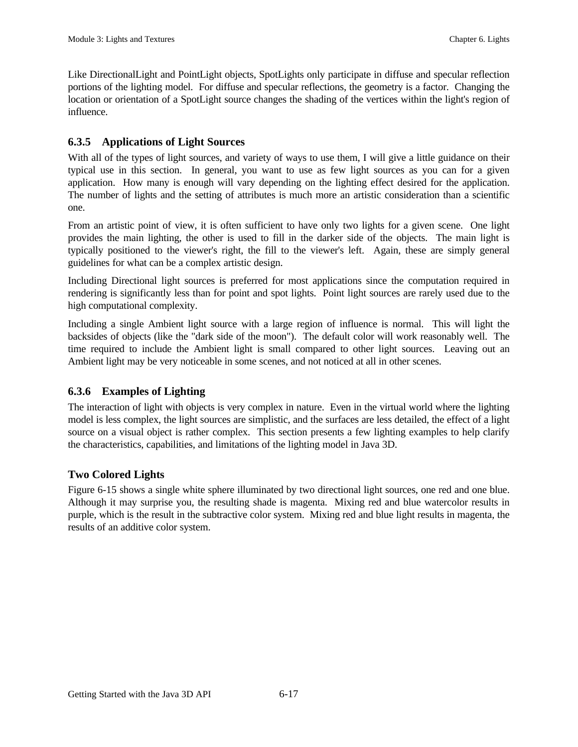Like DirectionalLight and PointLight objects, SpotLights only participate in diffuse and specular reflection portions of the lighting model. For diffuse and specular reflections, the geometry is a factor. Changing the location or orientation of a SpotLight source changes the shading of the vertices within the light's region of influence.

### 6.3.5 Applications of Light Sources

With all of the types of light sources, and variety of ways to use them, I will give a little guidance on their typical use in this section. In general, you want to use as few light sources as you can for a given application. How many is enough will vary depending on the lighting effect desired for the application. The number of lights and the setting of attributes is much more an artistic consideration than a scientific one.

From an artistic point of view, it is often sufficient to have only two lights for a given scene. One light provides the main lighting, the other is used to fill in the darker side of the objects. The main light is typically positioned to the viewer's right, the fill to the viewer's left. Again, these are simply general guidelines for what can be a complex artistic design.

Including Directional light sources is preferred for most applications since the computation required in rendering is significantly less than for point and spot lights. Point light sources are rarely used due to the high computational complexity.

Including a single Ambient light source with a large region of influence is normal. This will light the backsides of objects (like the "dark side of the moon"). The default color will work reasonably well. The time required to include the Ambient light is small compared to other light sources. Leaving out an Ambient light may be very noticeable in some scenes, and not noticed at all in other scenes.

### 6.3.6 Examples of Lighting

The interaction of light with objects is very complex in nature. Even in the virtual world where the lighting model is less complex, the light sources are simplistic, and the surfaces are less detailed, the effect of a light source on a visual object is rather complex. This section presents a few lighting examples to help clarify the characteristics, capabilities, and limitations of the lighting model in Java 3D.

#### Two Colored Lights

Figure 6-15 shows a single white sphere illuminated by two directional light sources, one red and one blue. Although it may surprise you, the resulting shade is magenta. Mixing red and blue watercolor results in purple, which is the result in the subtractive color system. Mixing red and blue light results in magenta, the results of an additive color system.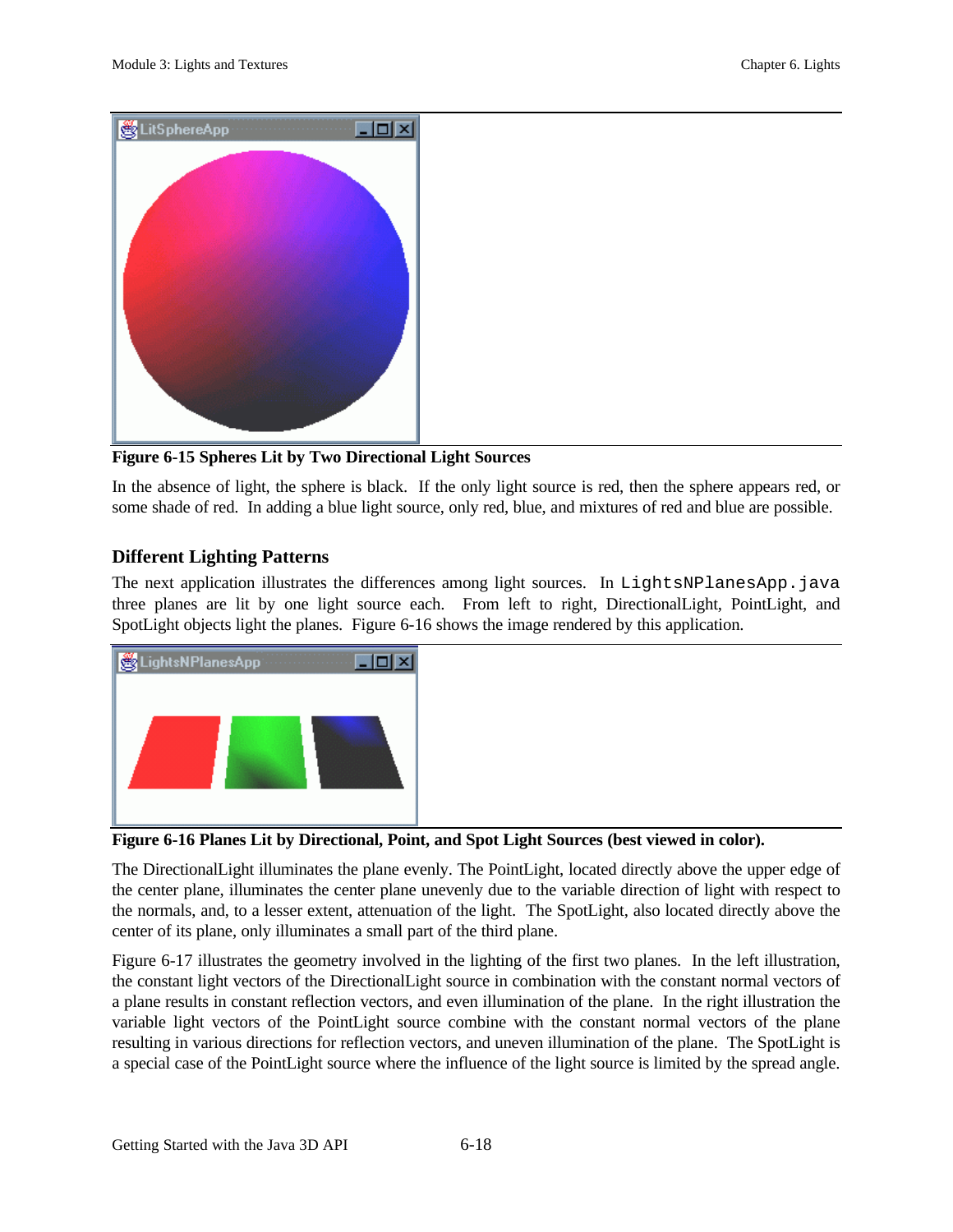**Figure 6-15 Spheres Lit by Two Directional Light Sources**

In the absence of light, the sphere is black. If the only light source is red, then the sphere appears red, or some shade of red. In adding a blue light source, only red, blue, and mixtures of red and blue are possible.

### Different Lighting Patterns

The next application illustrates the differences among light sources. In `LightsNPlanesApp.java` three planes are lit by one light source each. From left to right, DirectionalLight, PointLight, and SpotLight objects light the planes. Figure 6-16 shows the image rendered by this application.

**Figure 6-16 Planes Lit by Directional, Point, and Spot Light Sources (best viewed in color).**

The DirectionalLight illuminates the plane evenly. The PointLight, located directly above the upper edge of the center plane, illuminates the center plane unevenly due to the variable direction of light with respect to the normals, and, to a lesser extent, attenuation of the light. The SpotLight, also located directly above the center of its plane, only illuminates a small part of the third plane.

Figure 6-17 illustrates the geometry involved in the lighting of the first two planes. In the left illustration, the constant light vectors of the DirectionalLight source in combination with the constant normal vectors of a plane results in constant reflection vectors, and even illumination of the plane. In the right illustration the variable light vectors of the PointLight source combine with the constant normal vectors of the plane resulting in various directions for reflection vectors, and uneven illumination of the plane. The SpotLight is a special case of the PointLight source where the influence of the light source is limited by the spread angle.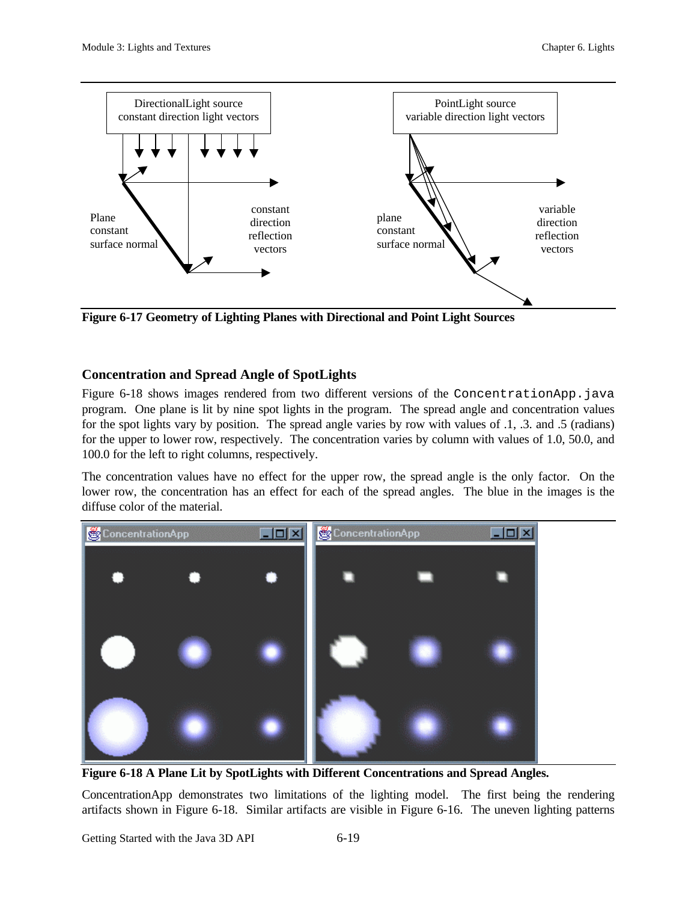DirectionalLight source
constant direction light vectors

Plane
constant
surface normal

constant
direction
reflection
vectors

PointLight source
variable direction light vectors

plane
constant
surface normal

variable
direction
reflection
vectors

**Figure 6-17 Geometry of Lighting Planes with Directional and Point Light Sources**

### Concentration and Spread Angle of SpotLights

Figure 6-18 shows images rendered from two different versions of the `ConcentrationApp.java` program. One plane is lit by nine spot lights in the program. The spread angle and concentration values for the spot lights vary by position. The spread angle varies by row with values of .1, .3. and .5 (radians) for the upper to lower row, respectively. The concentration varies by column with values of 1.0, 50.0, and 100.0 for the left to right columns, respectively.

The concentration values have no effect for the upper row, the spread angle is the only factor. On the lower row, the concentration has an effect for each of the spread angles. The blue in the images is the diffuse color of the material.

ConcentrationApp

ConcentrationApp

**Figure 6-18 A Plane Lit by SpotLights with Different Concentrations and Spread Angles.**

ConcentrationApp demonstrates two limitations of the lighting model. The first being the rendering artifacts shown in Figure 6-18. Similar artifacts are visible in Figure 6-16. The uneven lighting patterns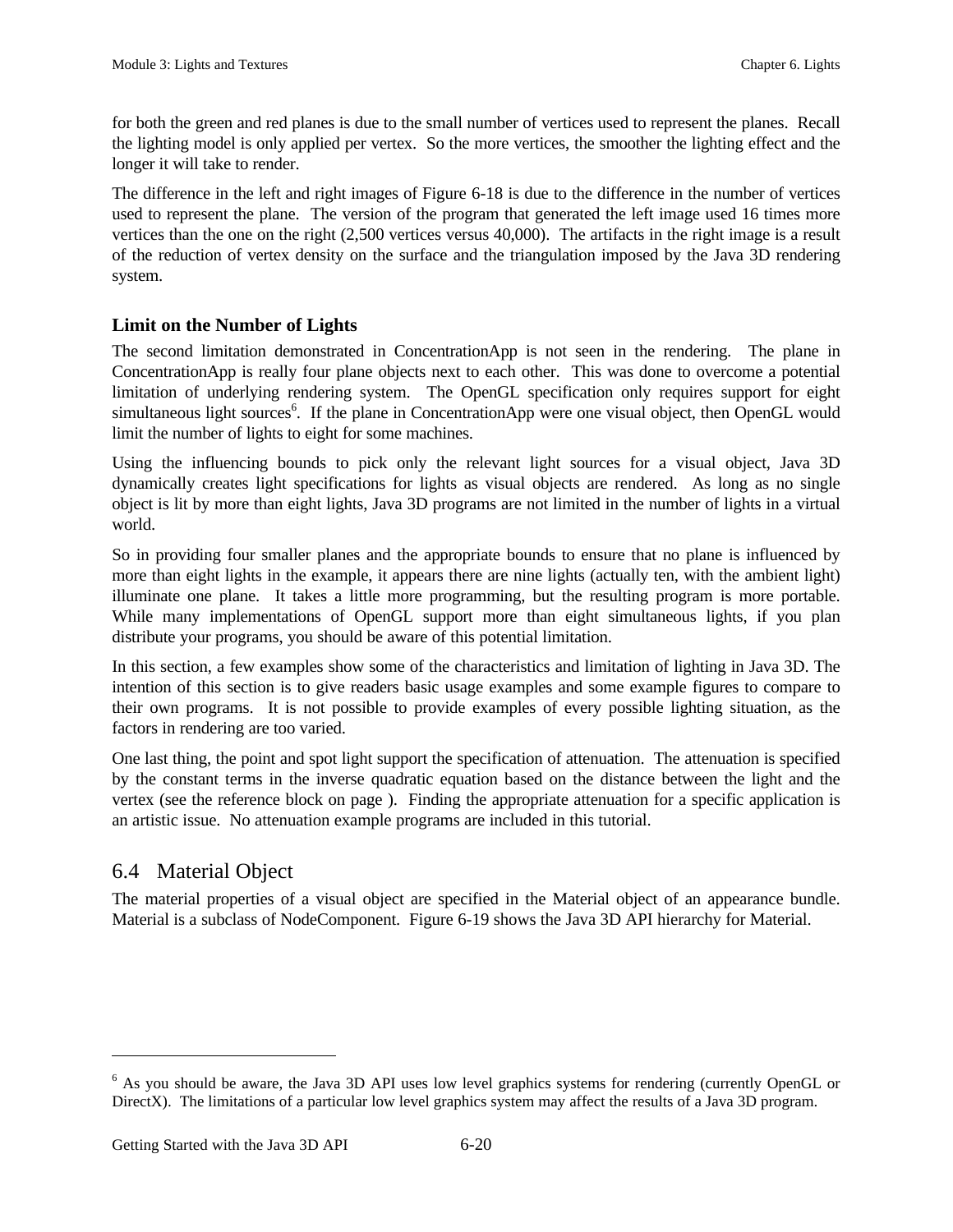for both the green and red planes is due to the small number of vertices used to represent the planes. Recall the lighting model is only applied per vertex. So the more vertices, the smoother the lighting effect and the longer it will take to render.

The difference in the left and right images of Figure 6-18 is due to the difference in the number of vertices used to represent the plane. The version of the program that generated the left image used 16 times more vertices than the one on the right (2,500 vertices versus 40,000). The artifacts in the right image is a result of the reduction of vertex density on the surface and the triangulation imposed by the Java 3D rendering system.

### Limit on the Number of Lights

The second limitation demonstrated in ConcentrationApp is not seen in the rendering. The plane in ConcentrationApp is really four plane objects next to each other. This was done to overcome a potential limitation of underlying rendering system. The OpenGL specification only requires support for eight simultaneous light sources[6]. If the plane in ConcentrationApp were one visual object, then OpenGL would limit the number of lights to eight for some machines.

Using the influencing bounds to pick only the relevant light sources for a visual object, Java 3D dynamically creates light specifications for lights as visual objects are rendered. As long as no single object is lit by more than eight lights, Java 3D programs are not limited in the number of lights in a virtual world.

So in providing four smaller planes and the appropriate bounds to ensure that no plane is influenced by more than eight lights in the example, it appears there are nine lights (actually ten, with the ambient light) illuminate one plane. It takes a little more programming, but the resulting program is more portable. While many implementations of OpenGL support more than eight simultaneous lights, if you plan distribute your programs, you should be aware of this potential limitation.

In this section, a few examples show some of the characteristics and limitation of lighting in Java 3D. The intention of this section is to give readers basic usage examples and some example figures to compare to their own programs. It is not possible to provide examples of every possible lighting situation, as the factors in rendering are too varied.

One last thing, the point and spot light support the specification of attenuation. The attenuation is specified by the constant terms in the inverse quadratic equation based on the distance between the light and the vertex (see the reference block on page ). Finding the appropriate attenuation for a specific application is an artistic issue. No attenuation example programs are included in this tutorial.

## 6.4 Material Object

The material properties of a visual object are specified in the Material object of an appearance bundle. Material is a subclass of NodeComponent. Figure 6-19 shows the Java 3D API hierarchy for Material.

---

[6] As you should be aware, the Java 3D API uses low level graphics systems for rendering (currently OpenGL or DirectX). The limitations of a particular low level graphics system may affect the results of a Java 3D program.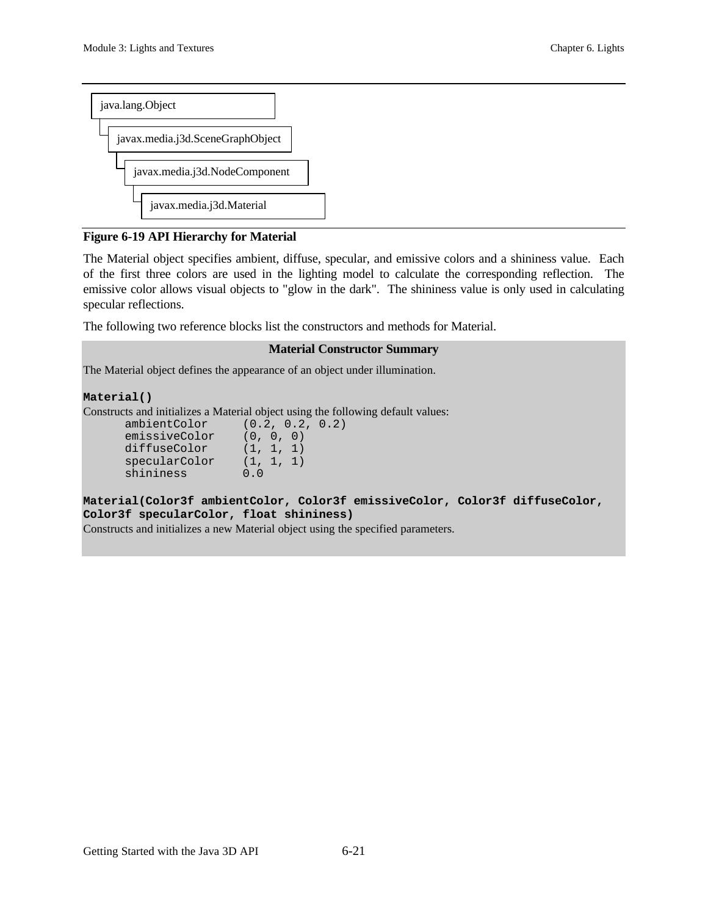```
java.lang.Object
  javax.media.j3d.SceneGraphObject
    javax.media.j3d.NodeComponent
      javax.media.j3d.Material
```

**Figure 6-19 API Hierarchy for Material**

The Material object specifies ambient, diffuse, specular, and emissive colors and a shininess value. Each of the first three colors are used in the lighting model to calculate the corresponding reflection. The emissive color allows visual objects to "glow in the dark". The shininess value is only used in calculating specular reflections.

The following two reference blocks list the constructors and methods for Material.

**Material Constructor Summary**

The Material object defines the appearance of an object under illumination.

**`Material()`**

Constructs and initializes a Material object using the following default values:

```
ambientColor      (0.2, 0.2, 0.2)
emissiveColor     (0, 0, 0)
diffuseColor      (1, 1, 1)
specularColor     (1, 1, 1)
shininess         0.0
```

**`Material(Color3f ambientColor, Color3f emissiveColor, Color3f diffuseColor, Color3f specularColor, float shininess)`**

Constructs and initializes a new Material object using the specified parameters.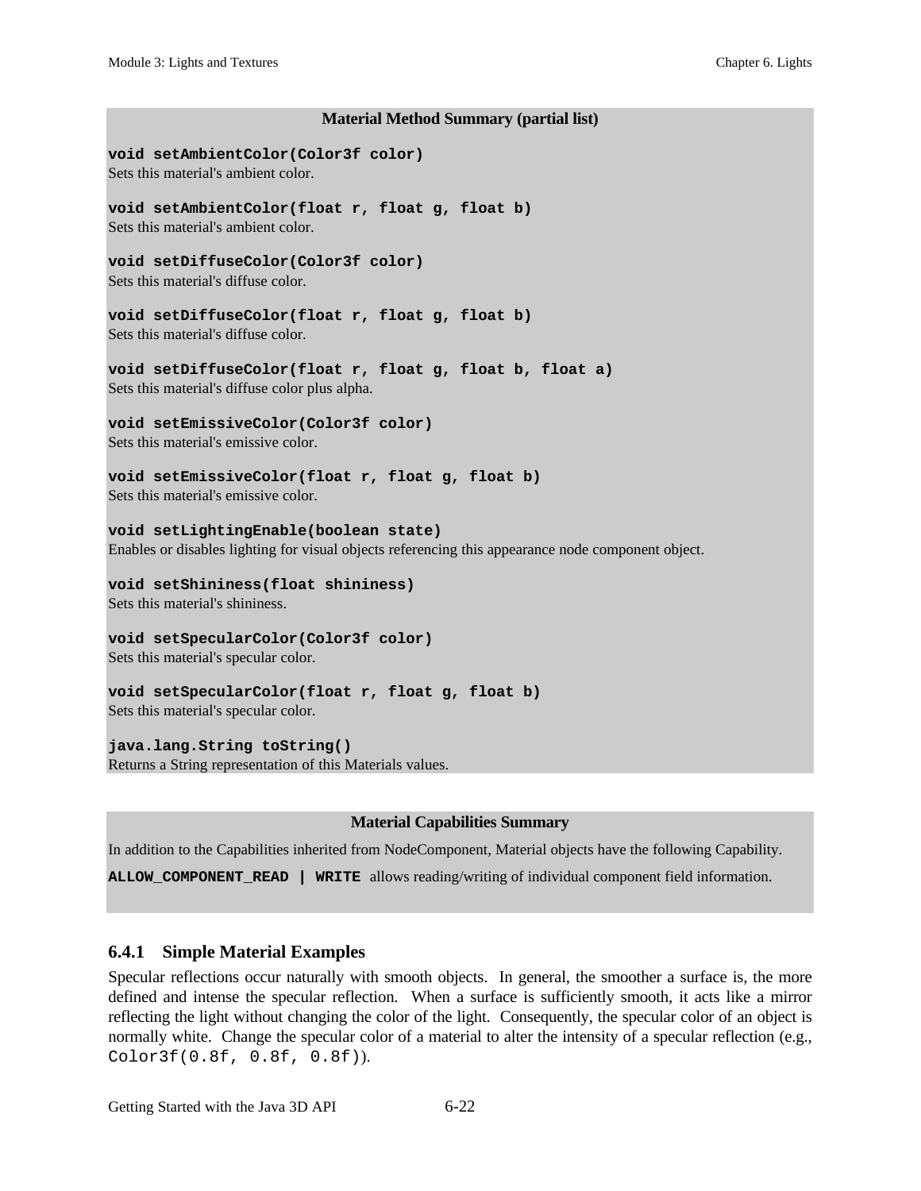**Material Method Summary (partial list)**

**`void setAmbientColor(Color3f color)`**
Sets this material's ambient color.

**`void setAmbientColor(float r, float g, float b)`**
Sets this material's ambient color.

**`void setDiffuseColor(Color3f color)`**
Sets this material's diffuse color.

**`void setDiffuseColor(float r, float g, float b)`**
Sets this material's diffuse color.

**`void setDiffuseColor(float r, float g, float b, float a)`**
Sets this material's diffuse color plus alpha.

**`void setEmissiveColor(Color3f color)`**
Sets this material's emissive color.

**`void setEmissiveColor(float r, float g, float b)`**
Sets this material's emissive color.

**`void setLightingEnable(boolean state)`**
Enables or disables lighting for visual objects referencing this appearance node component object.

**`void setShininess(float shininess)`**
Sets this material's shininess.

**`void setSpecularColor(Color3f color)`**
Sets this material's specular color.

**`void setSpecularColor(float r, float g, float b)`**
Sets this material's specular color.

**`java.lang.String toString()`**
Returns a String representation of this Materials values.

**Material Capabilities Summary**

In addition to the Capabilities inherited from NodeComponent, Material objects have the following Capability.

**`ALLOW_COMPONENT_READ | WRITE`** allows reading/writing of individual component field information.

### 6.4.1 Simple Material Examples

Specular reflections occur naturally with smooth objects. In general, the smoother a surface is, the more defined and intense the specular reflection. When a surface is sufficiently smooth, it acts like a mirror reflecting the light without changing the color of the light. Consequently, the specular color of an object is normally white. Change the specular color of a material to alter the intensity of a specular reflection (e.g., `Color3f(0.8f, 0.8f, 0.8f)`).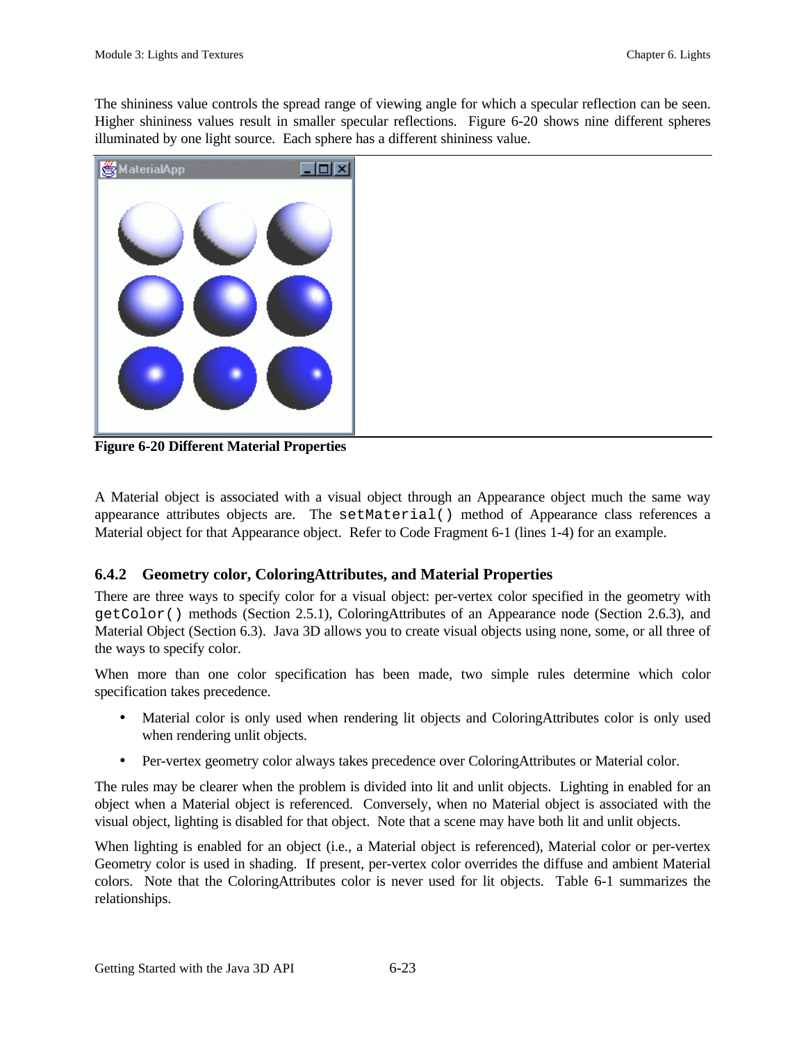The shininess value controls the spread range of viewing angle for which a specular reflection can be seen. Higher shininess values result in smaller specular reflections. Figure 6-20 shows nine different spheres illuminated by one light source. Each sphere has a different shininess value.

**Figure 6-20 Different Material Properties**

A Material object is associated with a visual object through an Appearance object much the same way appearance attributes objects are. The `setMaterial()` method of Appearance class references a Material object for that Appearance object. Refer to Code Fragment 6-1 (lines 1-4) for an example.

### 6.4.2 Geometry color, ColoringAttributes, and Material Properties

There are three ways to specify color for a visual object: per-vertex color specified in the geometry with `getColor()` methods (Section 2.5.1), ColoringAttributes of an Appearance node (Section 2.6.3), and Material Object (Section 6.3). Java 3D allows you to create visual objects using none, some, or all three of the ways to specify color.

When more than one color specification has been made, two simple rules determine which color specification takes precedence.

- Material color is only used when rendering lit objects and ColoringAttributes color is only used when rendering unlit objects.
- Per-vertex geometry color always takes precedence over ColoringAttributes or Material color.

The rules may be clearer when the problem is divided into lit and unlit objects. Lighting in enabled for an object when a Material object is referenced. Conversely, when no Material object is associated with the visual object, lighting is disabled for that object. Note that a scene may have both lit and unlit objects.

When lighting is enabled for an object (i.e., a Material object is referenced), Material color or per-vertex Geometry color is used in shading. If present, per-vertex color overrides the diffuse and ambient Material colors. Note that the ColoringAttributes color is never used for lit objects. Table 6-1 summarizes the relationships.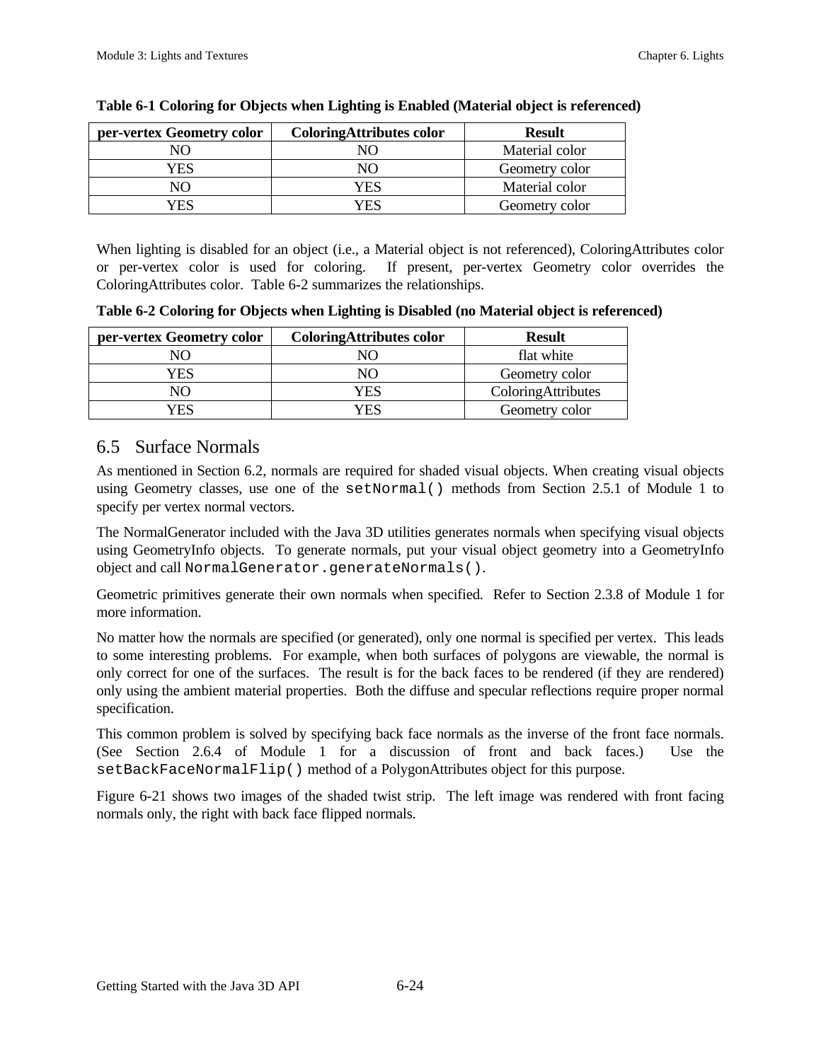**Table 6-1 Coloring for Objects when Lighting is Enabled (Material object is referenced)**

| per-vertex Geometry color | ColoringAttributes color | Result |
|---|---|---|
| NO | NO | Material color |
| YES | NO | Geometry color |
| NO | YES | Material color |
| YES | YES | Geometry color |

When lighting is disabled for an object (i.e., a Material object is not referenced), ColoringAttributes color or per-vertex color is used for coloring. If present, per-vertex Geometry color overrides the ColoringAttributes color. Table 6-2 summarizes the relationships.

**Table 6-2 Coloring for Objects when Lighting is Disabled (no Material object is referenced)**

| per-vertex Geometry color | ColoringAttributes color | Result |
|---|---|---|
| NO | NO | flat white |
| YES | NO | Geometry color |
| NO | YES | ColoringAttributes |
| YES | YES | Geometry color |

## 6.5 Surface Normals

As mentioned in Section 6.2, normals are required for shaded visual objects. When creating visual objects using Geometry classes, use one of the `setNormal()` methods from Section 2.5.1 of Module 1 to specify per vertex normal vectors.

The NormalGenerator included with the Java 3D utilities generates normals when specifying visual objects using GeometryInfo objects. To generate normals, put your visual object geometry into a GeometryInfo object and call `NormalGenerator.generateNormals()`.

Geometric primitives generate their own normals when specified. Refer to Section 2.3.8 of Module 1 for more information.

No matter how the normals are specified (or generated), only one normal is specified per vertex. This leads to some interesting problems. For example, when both surfaces of polygons are viewable, the normal is only correct for one of the surfaces. The result is for the back faces to be rendered (if they are rendered) only using the ambient material properties. Both the diffuse and specular reflections require proper normal specification.

This common problem is solved by specifying back face normals as the inverse of the front face normals. (See Section 2.6.4 of Module 1 for a discussion of front and back faces.) Use the `setBackFaceNormalFlip()` method of a PolygonAttributes object for this purpose.

Figure 6-21 shows two images of the shaded twist strip. The left image was rendered with front facing normals only, the right with back face flipped normals.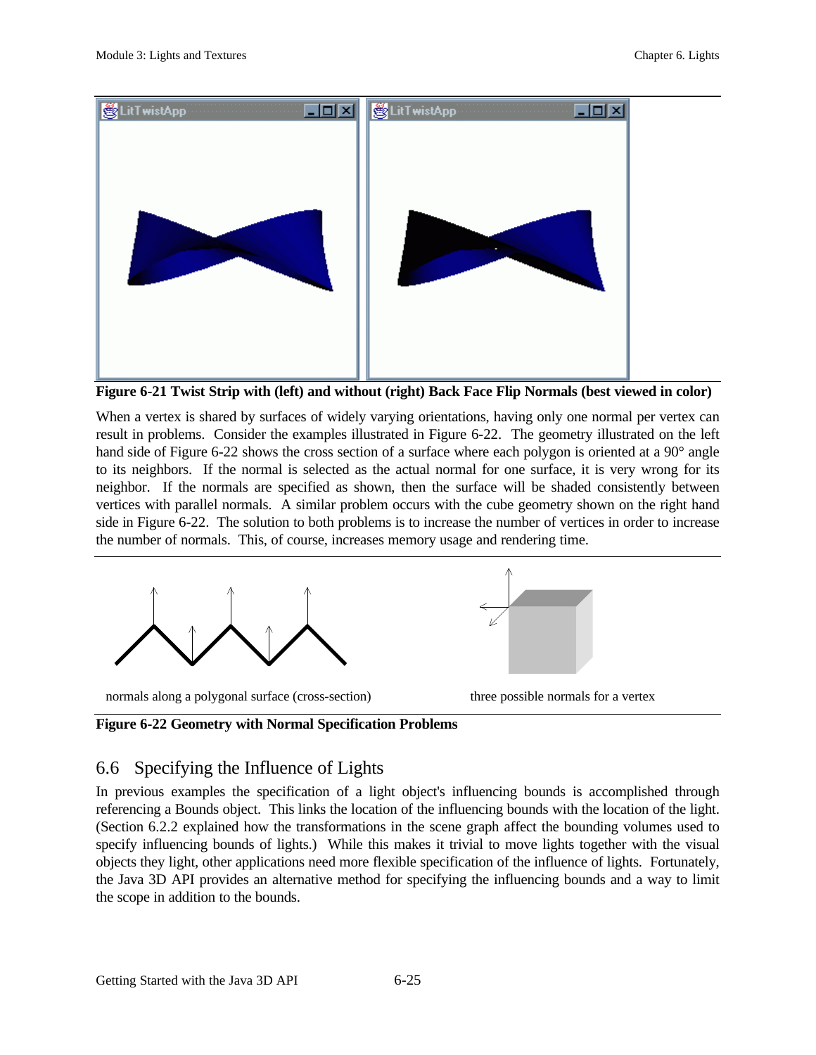Figure 6-21 Twist Strip with (left) and without (right) Back Face Flip Normals (best viewed in color)

When a vertex is shared by surfaces of widely varying orientations, having only one normal per vertex can result in problems. Consider the examples illustrated in Figure 6-22. The geometry illustrated on the left hand side of Figure 6-22 shows the cross section of a surface where each polygon is oriented at a 90° angle to its neighbors. If the normal is selected as the actual normal for one surface, it is very wrong for its neighbor. If the normals are specified as shown, then the surface will be shaded consistently between vertices with parallel normals. A similar problem occurs with the cube geometry shown on the right hand side in Figure 6-22. The solution to both problems is to increase the number of vertices in order to increase the number of normals. This, of course, increases memory usage and rendering time.

normals along a polygonal surface (cross-section)

three possible normals for a vertex

**Figure 6-22 Geometry with Normal Specification Problems**

## 6.6 Specifying the Influence of Lights

In previous examples the specification of a light object's influencing bounds is accomplished through referencing a Bounds object. This links the location of the influencing bounds with the location of the light. (Section 6.2.2 explained how the transformations in the scene graph affect the bounding volumes used to specify influencing bounds of lights.) While this makes it trivial to move lights together with the visual objects they light, other applications need more flexible specification of the influence of lights. Fortunately, the Java 3D API provides an alternative method for specifying the influencing bounds and a way to limit the scope in addition to the bounds.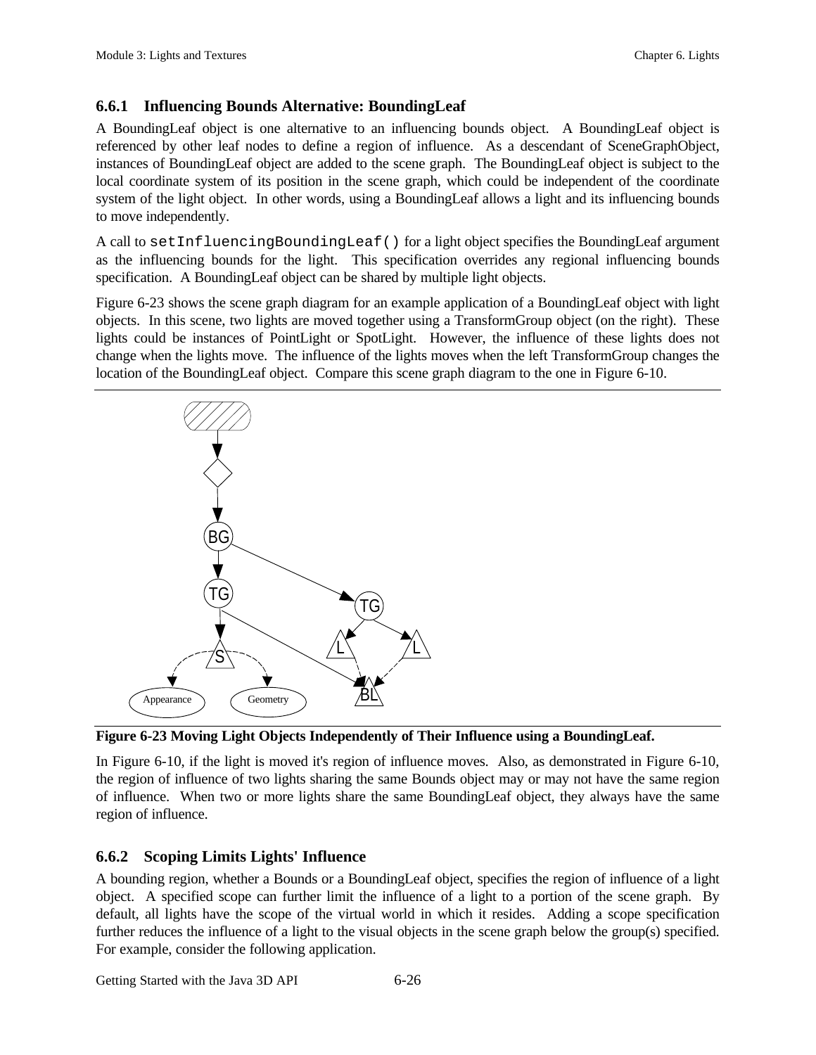### 6.6.1 Influencing Bounds Alternative: BoundingLeaf

A BoundingLeaf object is one alternative to an influencing bounds object. A BoundingLeaf object is referenced by other leaf nodes to define a region of influence. As a descendant of SceneGraphObject, instances of BoundingLeaf object are added to the scene graph. The BoundingLeaf object is subject to the local coordinate system of its position in the scene graph, which could be independent of the coordinate system of the light object. In other words, using a BoundingLeaf allows a light and its influencing bounds to move independently.

A call to `setInfluencingBoundingLeaf()` for a light object specifies the BoundingLeaf argument as the influencing bounds for the light. This specification overrides any regional influencing bounds specification. A BoundingLeaf object can be shared by multiple light objects.

Figure 6-23 shows the scene graph diagram for an example application of a BoundingLeaf object with light objects. In this scene, two lights are moved together using a TransformGroup object (on the right). These lights could be instances of PointLight or SpotLight. However, the influence of these lights does not change when the lights move. The influence of the lights moves when the left TransformGroup changes the location of the BoundingLeaf object. Compare this scene graph diagram to the one in Figure 6-10.

**Figure 6-23 Moving Light Objects Independently of Their Influence using a BoundingLeaf.**

In Figure 6-10, if the light is moved it's region of influence moves. Also, as demonstrated in Figure 6-10, the region of influence of two lights sharing the same Bounds object may or may not have the same region of influence. When two or more lights share the same BoundingLeaf object, they always have the same region of influence.

### 6.6.2 Scoping Limits Lights' Influence

A bounding region, whether a Bounds or a BoundingLeaf object, specifies the region of influence of a light object. A specified scope can further limit the influence of a light to a portion of the scene graph. By default, all lights have the scope of the virtual world in which it resides. Adding a scope specification further reduces the influence of a light to the visual objects in the scene graph below the group(s) specified. For example, consider the following application.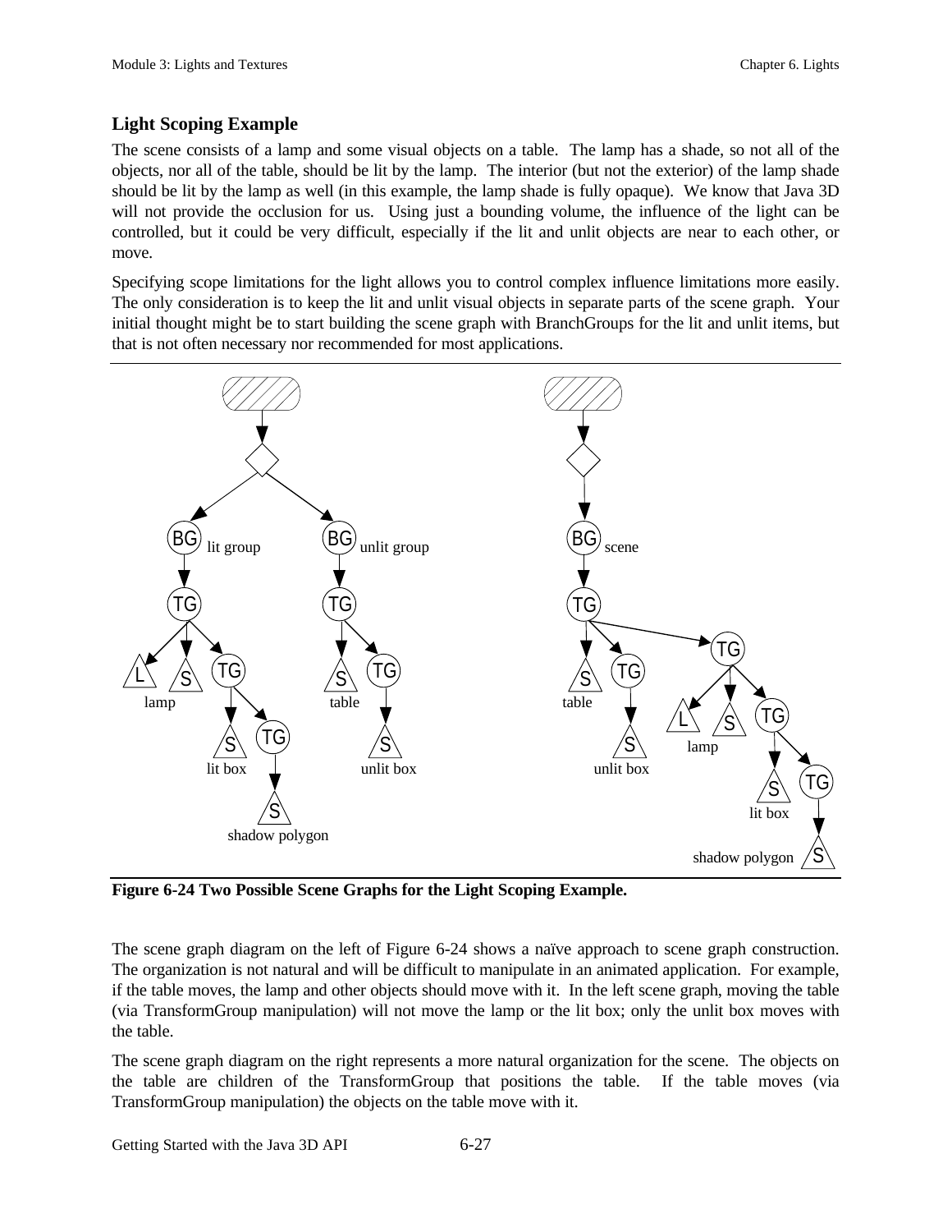### Light Scoping Example

The scene consists of a lamp and some visual objects on a table. The lamp has a shade, so not all of the objects, nor all of the table, should be lit by the lamp. The interior (but not the exterior) of the lamp shade should be lit by the lamp as well (in this example, the lamp shade is fully opaque). We know that Java 3D will not provide the occlusion for us. Using just a bounding volume, the influence of the light can be controlled, but it could be very difficult, especially if the lit and unlit objects are near to each other, or move.

Specifying scope limitations for the light allows you to control complex influence limitations more easily. The only consideration is to keep the lit and unlit visual objects in separate parts of the scene graph. Your initial thought might be to start building the scene graph with BranchGroups for the lit and unlit items, but that is not often necessary nor recommended for most applications.

BG lit group
BG unlit group
BG scene
TG
L
S
lamp
table
unlit box
lit box
shadow polygon

**Figure 6-24 Two Possible Scene Graphs for the Light Scoping Example.**

The scene graph diagram on the left of Figure 6-24 shows a naïve approach to scene graph construction. The organization is not natural and will be difficult to manipulate in an animated application. For example, if the table moves, the lamp and other objects should move with it. In the left scene graph, moving the table (via TransformGroup manipulation) will not move the lamp or the lit box; only the unlit box moves with the table.

The scene graph diagram on the right represents a more natural organization for the scene. The objects on the table are children of the TransformGroup that positions the table. If the table moves (via TransformGroup manipulation) the objects on the table move with it.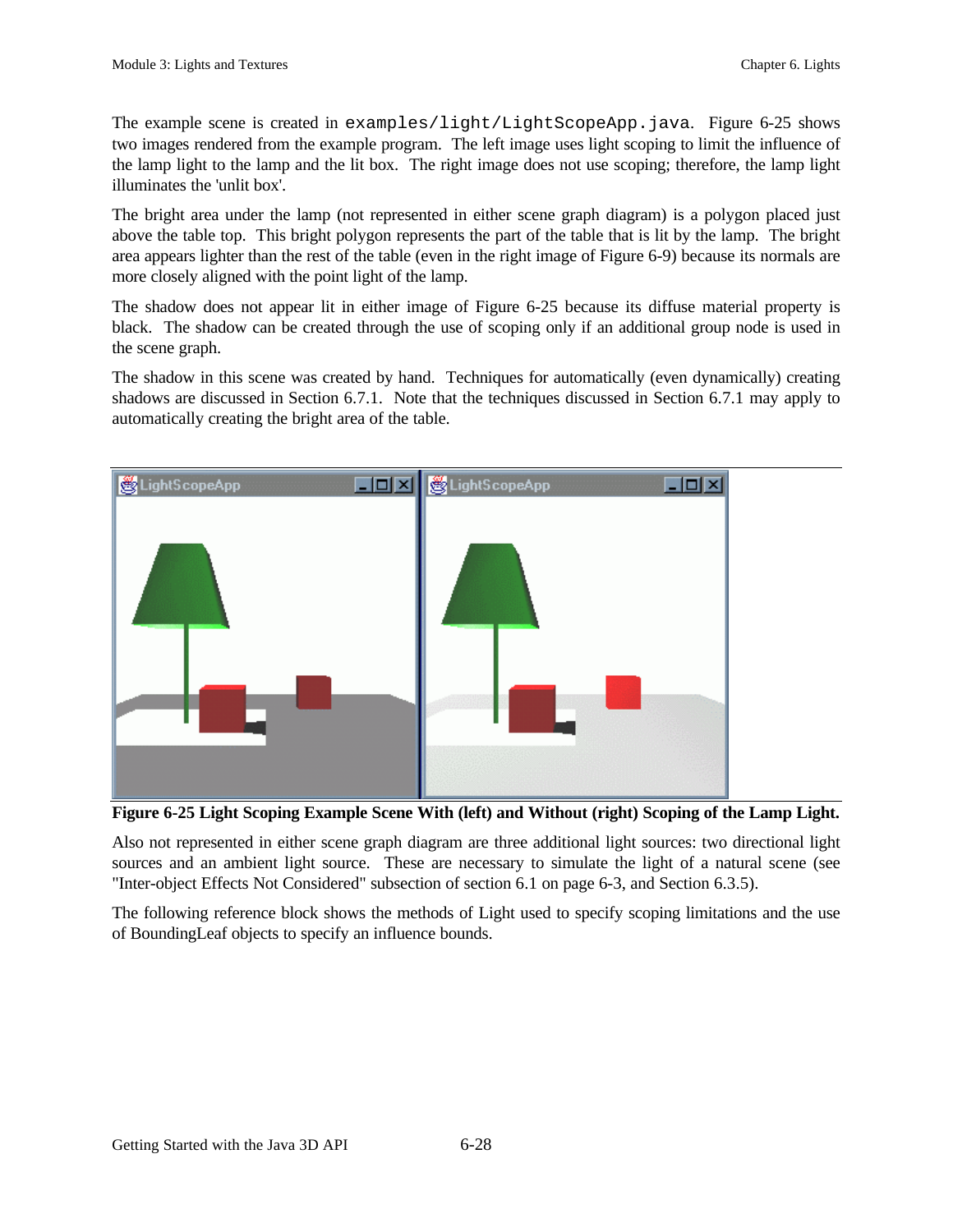The example scene is created in `examples/light/LightScopeApp.java`. Figure 6-25 shows two images rendered from the example program. The left image uses light scoping to limit the influence of the lamp light to the lamp and the lit box. The right image does not use scoping; therefore, the lamp light illuminates the 'unlit box'.

The bright area under the lamp (not represented in either scene graph diagram) is a polygon placed just above the table top. This bright polygon represents the part of the table that is lit by the lamp. The bright area appears lighter than the rest of the table (even in the right image of Figure 6-9) because its normals are more closely aligned with the point light of the lamp.

The shadow does not appear lit in either image of Figure 6-25 because its diffuse material property is black. The shadow can be created through the use of scoping only if an additional group node is used in the scene graph.

The shadow in this scene was created by hand. Techniques for automatically (even dynamically) creating shadows are discussed in Section 6.7.1. Note that the techniques discussed in Section 6.7.1 may apply to automatically creating the bright area of the table.

**Figure 6-25 Light Scoping Example Scene With (left) and Without (right) Scoping of the Lamp Light.**

Also not represented in either scene graph diagram are three additional light sources: two directional light sources and an ambient light source. These are necessary to simulate the light of a natural scene (see "Inter-object Effects Not Considered" subsection of section 6.1 on page 6-3, and Section 6.3.5).

The following reference block shows the methods of Light used to specify scoping limitations and the use of BoundingLeaf objects to specify an influence bounds.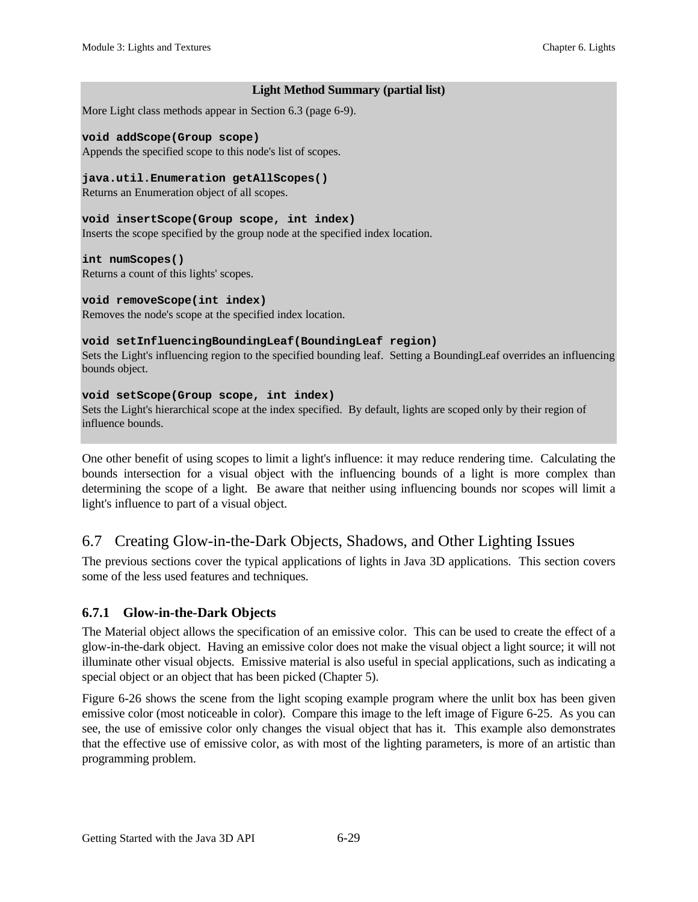**Light Method Summary (partial list)**

More Light class methods appear in Section 6.3 (page 6-9).

**`void addScope(Group scope)`**
Appends the specified scope to this node's list of scopes.

**`java.util.Enumeration getAllScopes()`**
Returns an Enumeration object of all scopes.

**`void insertScope(Group scope, int index)`**
Inserts the scope specified by the group node at the specified index location.

**`int numScopes()`**
Returns a count of this lights' scopes.

**`void removeScope(int index)`**
Removes the node's scope at the specified index location.

**`void setInfluencingBoundingLeaf(BoundingLeaf region)`**
Sets the Light's influencing region to the specified bounding leaf. Setting a BoundingLeaf overrides an influencing bounds object.

**`void setScope(Group scope, int index)`**
Sets the Light's hierarchical scope at the index specified. By default, lights are scoped only by their region of influence bounds.

One other benefit of using scopes to limit a light's influence: it may reduce rendering time. Calculating the bounds intersection for a visual object with the influencing bounds of a light is more complex than determining the scope of a light. Be aware that neither using influencing bounds nor scopes will limit a light's influence to part of a visual object.

## 6.7 Creating Glow-in-the-Dark Objects, Shadows, and Other Lighting Issues

The previous sections cover the typical applications of lights in Java 3D applications. This section covers some of the less used features and techniques.

### 6.7.1 Glow-in-the-Dark Objects

The Material object allows the specification of an emissive color. This can be used to create the effect of a glow-in-the-dark object. Having an emissive color does not make the visual object a light source; it will not illuminate other visual objects. Emissive material is also useful in special applications, such as indicating a special object or an object that has been picked (Chapter 5).

Figure 6-26 shows the scene from the light scoping example program where the unlit box has been given emissive color (most noticeable in color). Compare this image to the left image of Figure 6-25. As you can see, the use of emissive color only changes the visual object that has it. This example also demonstrates that the effective use of emissive color, as with most of the lighting parameters, is more of an artistic than programming problem.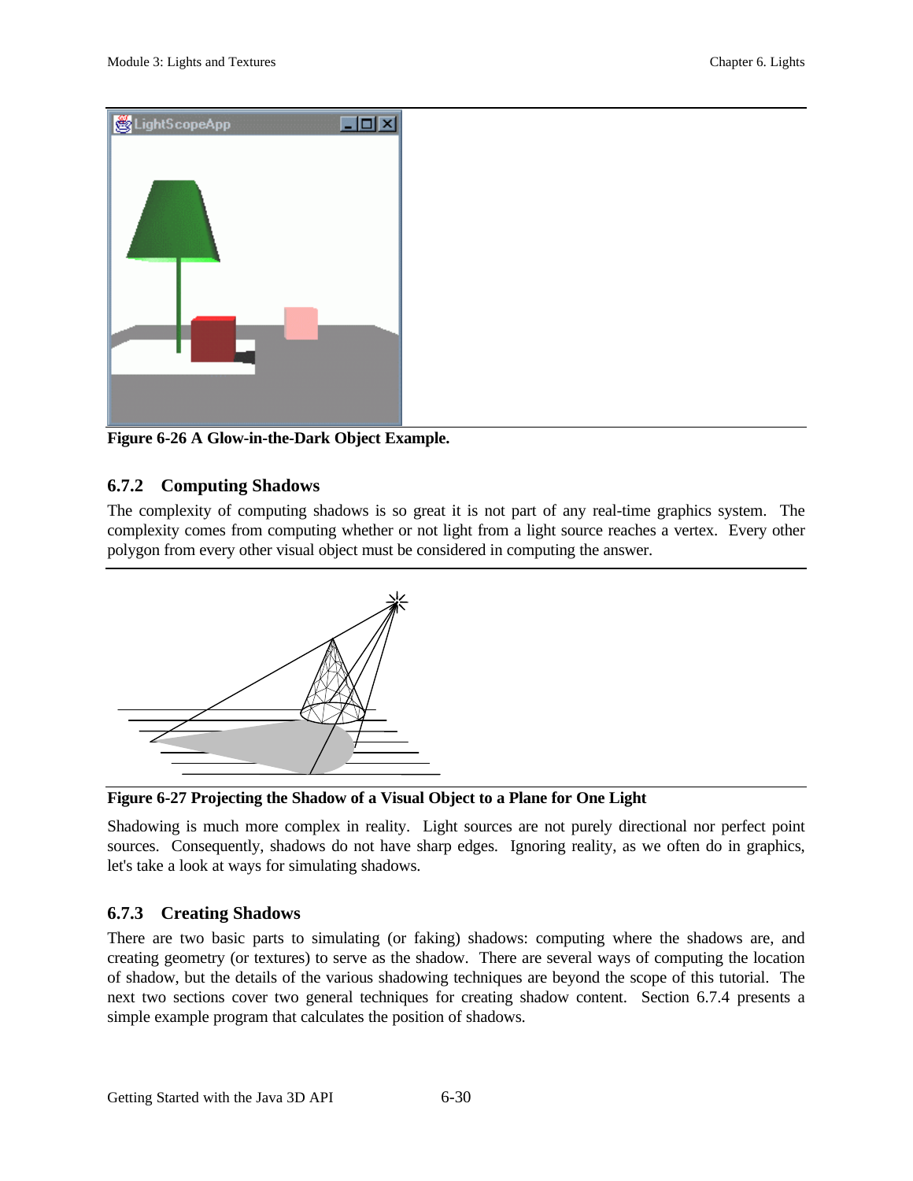**Figure 6-26 A Glow-in-the-Dark Object Example.**

### 6.7.2 Computing Shadows

The complexity of computing shadows is so great it is not part of any real-time graphics system. The complexity comes from computing whether or not light from a light source reaches a vertex. Every other polygon from every other visual object must be considered in computing the answer.

**Figure 6-27 Projecting the Shadow of a Visual Object to a Plane for One Light**

Shadowing is much more complex in reality. Light sources are not purely directional nor perfect point sources. Consequently, shadows do not have sharp edges. Ignoring reality, as we often do in graphics, let's take a look at ways for simulating shadows.

### 6.7.3 Creating Shadows

There are two basic parts to simulating (or faking) shadows: computing where the shadows are, and creating geometry (or textures) to serve as the shadow. There are several ways of computing the location of shadow, but the details of the various shadowing techniques are beyond the scope of this tutorial. The next two sections cover two general techniques for creating shadow content. Section 6.7.4 presents a simple example program that calculates the position of shadows.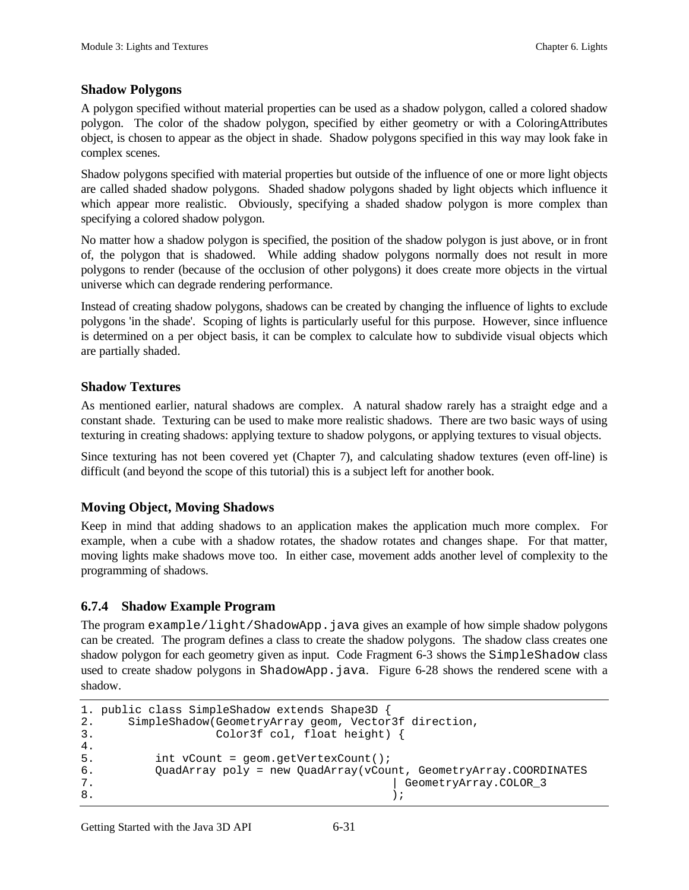### Shadow Polygons

A polygon specified without material properties can be used as a shadow polygon, called a colored shadow polygon. The color of the shadow polygon, specified by either geometry or with a ColoringAttributes object, is chosen to appear as the object in shade. Shadow polygons specified in this way may look fake in complex scenes.

Shadow polygons specified with material properties but outside of the influence of one or more light objects are called shaded shadow polygons. Shaded shadow polygons shaded by light objects which influence it which appear more realistic. Obviously, specifying a shaded shadow polygon is more complex than specifying a colored shadow polygon.

No matter how a shadow polygon is specified, the position of the shadow polygon is just above, or in front of, the polygon that is shadowed. While adding shadow polygons normally does not result in more polygons to render (because of the occlusion of other polygons) it does create more objects in the virtual universe which can degrade rendering performance.

Instead of creating shadow polygons, shadows can be created by changing the influence of lights to exclude polygons 'in the shade'. Scoping of lights is particularly useful for this purpose. However, since influence is determined on a per object basis, it can be complex to calculate how to subdivide visual objects which are partially shaded.

### Shadow Textures

As mentioned earlier, natural shadows are complex. A natural shadow rarely has a straight edge and a constant shade. Texturing can be used to make more realistic shadows. There are two basic ways of using texturing in creating shadows: applying texture to shadow polygons, or applying textures to visual objects.

Since texturing has not been covered yet (Chapter 7), and calculating shadow textures (even off-line) is difficult (and beyond the scope of this tutorial) this is a subject left for another book.

### Moving Object, Moving Shadows

Keep in mind that adding shadows to an application makes the application much more complex. For example, when a cube with a shadow rotates, the shadow rotates and changes shape. For that matter, moving lights make shadows move too. In either case, movement adds another level of complexity to the programming of shadows.

## 6.7.4 Shadow Example Program

The program `example/light/ShadowApp.java` gives an example of how simple shadow polygons can be created. The program defines a class to create the shadow polygons. The shadow class creates one shadow polygon for each geometry given as input. Code Fragment 6-3 shows the `SimpleShadow` class used to create shadow polygons in `ShadowApp.java`. Figure 6-28 shows the rendered scene with a shadow.

```
1. public class SimpleShadow extends Shape3D {
2.     SimpleShadow(GeometryArray geom, Vector3f direction,
3.                  Color3f col, float height) {
4.
5.         int vCount = geom.getVertexCount();
6.         QuadArray poly = new QuadArray(vCount, GeometryArray.COORDINATES
7.                                         | GeometryArray.COLOR_3
8.                                         );
```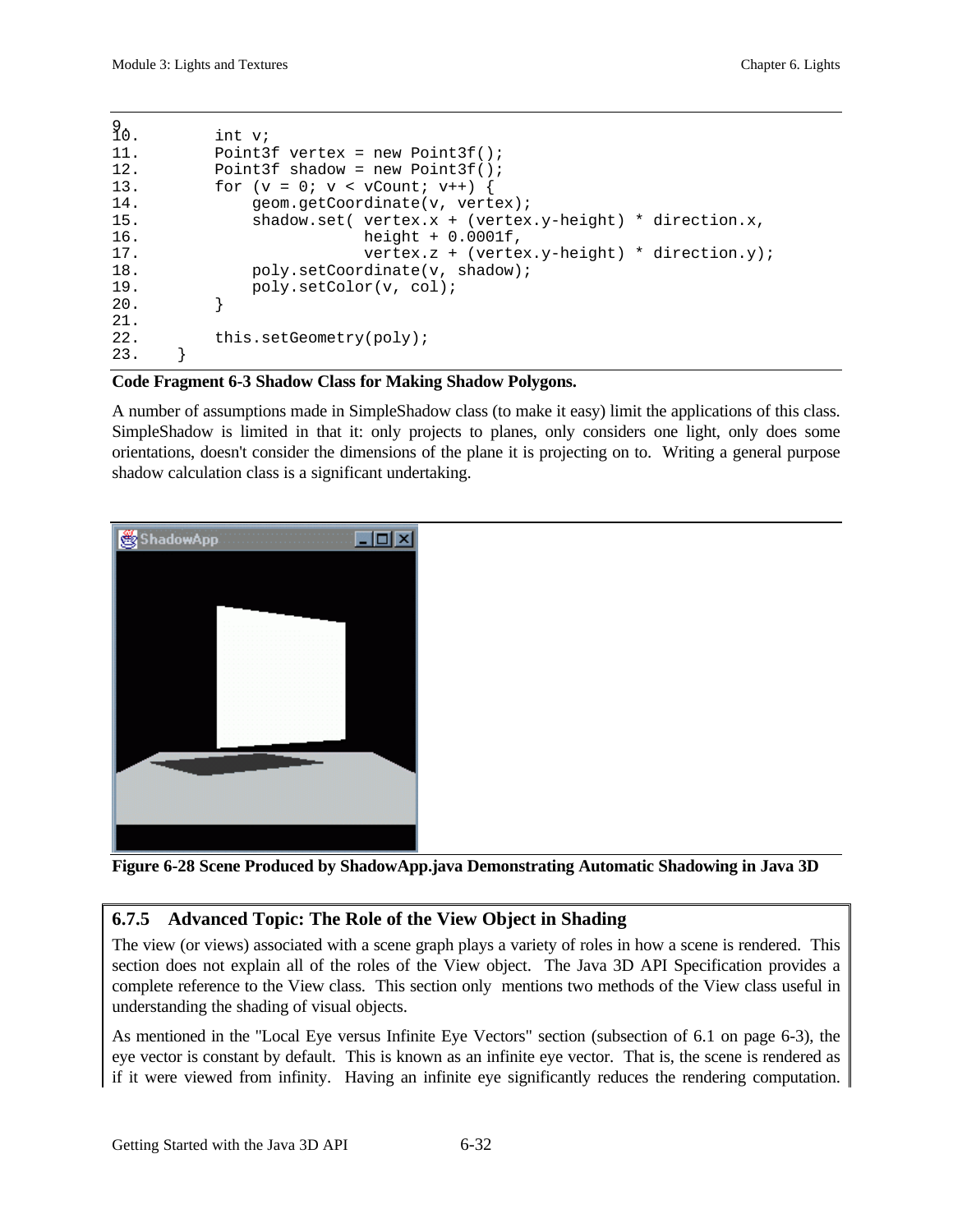```
9.
10.         int v;
11.         Point3f vertex = new Point3f();
12.         Point3f shadow = new Point3f();
13.         for (v = 0; v < vCount; v++) {
14.             geom.getCoordinate(v, vertex);
15.             shadow.set( vertex.x + (vertex.y-height) * direction.x,
16.                         height + 0.0001f,
17.                         vertex.z + (vertex.y-height) * direction.y);
18.             poly.setCoordinate(v, shadow);
19.             poly.setColor(v, col);
20.         }
21.
22.         this.setGeometry(poly);
23.     }
```

**Code Fragment 6-3 Shadow Class for Making Shadow Polygons.**

A number of assumptions made in SimpleShadow class (to make it easy) limit the applications of this class. SimpleShadow is limited in that it: only projects to planes, only considers one light, only does some orientations, doesn't consider the dimensions of the plane it is projecting on to. Writing a general purpose shadow calculation class is a significant undertaking.

ShadowApp

**Figure 6-28 Scene Produced by ShadowApp.java Demonstrating Automatic Shadowing in Java 3D**

### 6.7.5 Advanced Topic: The Role of the View Object in Shading

The view (or views) associated with a scene graph plays a variety of roles in how a scene is rendered. This section does not explain all of the roles of the View object. The Java 3D API Specification provides a complete reference to the View class. This section only mentions two methods of the View class useful in understanding the shading of visual objects.

As mentioned in the "Local Eye versus Infinite Eye Vectors" section (subsection of 6.1 on page 6-3), the eye vector is constant by default. This is known as an infinite eye vector. That is, the scene is rendered as if it were viewed from infinity. Having an infinite eye significantly reduces the rendering computation.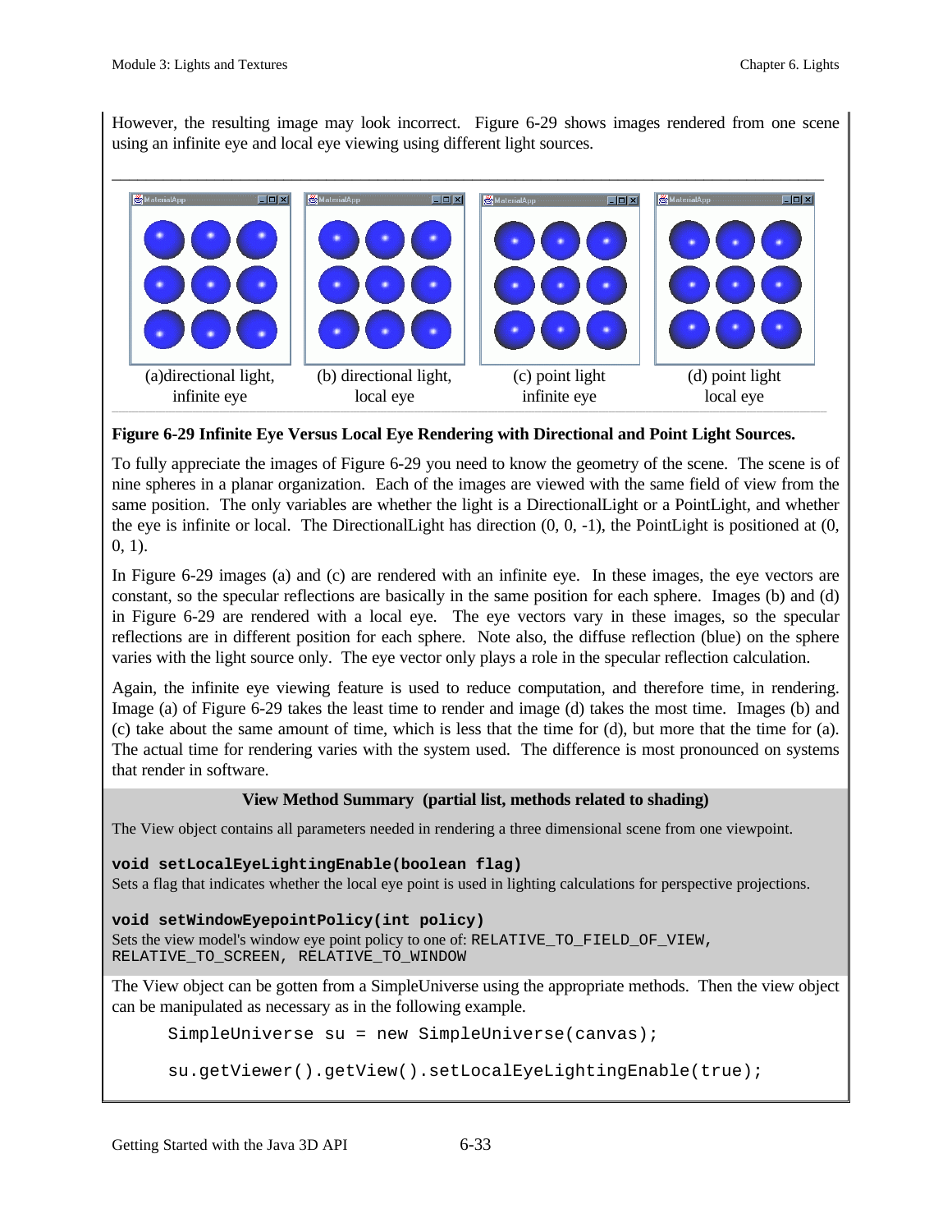However, the resulting image may look incorrect. Figure 6-29 shows images rendered from one scene using an infinite eye and local eye viewing using different light sources.

(a)directional light, infinite eye

(b) directional light, local eye

(c) point light infinite eye

(d) point light local eye

**Figure 6-29 Infinite Eye Versus Local Eye Rendering with Directional and Point Light Sources.**

To fully appreciate the images of Figure 6-29 you need to know the geometry of the scene. The scene is of nine spheres in a planar organization. Each of the images are viewed with the same field of view from the same position. The only variables are whether the light is a DirectionalLight or a PointLight, and whether the eye is infinite or local. The DirectionalLight has direction (0, 0, -1), the PointLight is positioned at (0, 0, 1).

In Figure 6-29 images (a) and (c) are rendered with an infinite eye. In these images, the eye vectors are constant, so the specular reflections are basically in the same position for each sphere. Images (b) and (d) in Figure 6-29 are rendered with a local eye. The eye vectors vary in these images, so the specular reflections are in different position for each sphere. Note also, the diffuse reflection (blue) on the sphere varies with the light source only. The eye vector only plays a role in the specular reflection calculation.

Again, the infinite eye viewing feature is used to reduce computation, and therefore time, in rendering. Image (a) of Figure 6-29 takes the least time to render and image (d) takes the most time. Images (b) and (c) take about the same amount of time, which is less that the time for (d), but more that the time for (a). The actual time for rendering varies with the system used. The difference is most pronounced on systems that render in software.

**View Method Summary (partial list, methods related to shading)**

The View object contains all parameters needed in rendering a three dimensional scene from one viewpoint.

**`void setLocalEyeLightingEnable(boolean flag)`**
Sets a flag that indicates whether the local eye point is used in lighting calculations for perspective projections.

**`void setWindowEyepointPolicy(int policy)`**
Sets the view model's window eye point policy to one of: `RELATIVE_TO_FIELD_OF_VIEW`, `RELATIVE_TO_SCREEN`, `RELATIVE_TO_WINDOW`

The View object can be gotten from a SimpleUniverse using the appropriate methods. Then the view object can be manipulated as necessary as in the following example.

```
SimpleUniverse su = new SimpleUniverse(canvas);

su.getViewer().getView().setLocalEyeLightingEnable(true);
```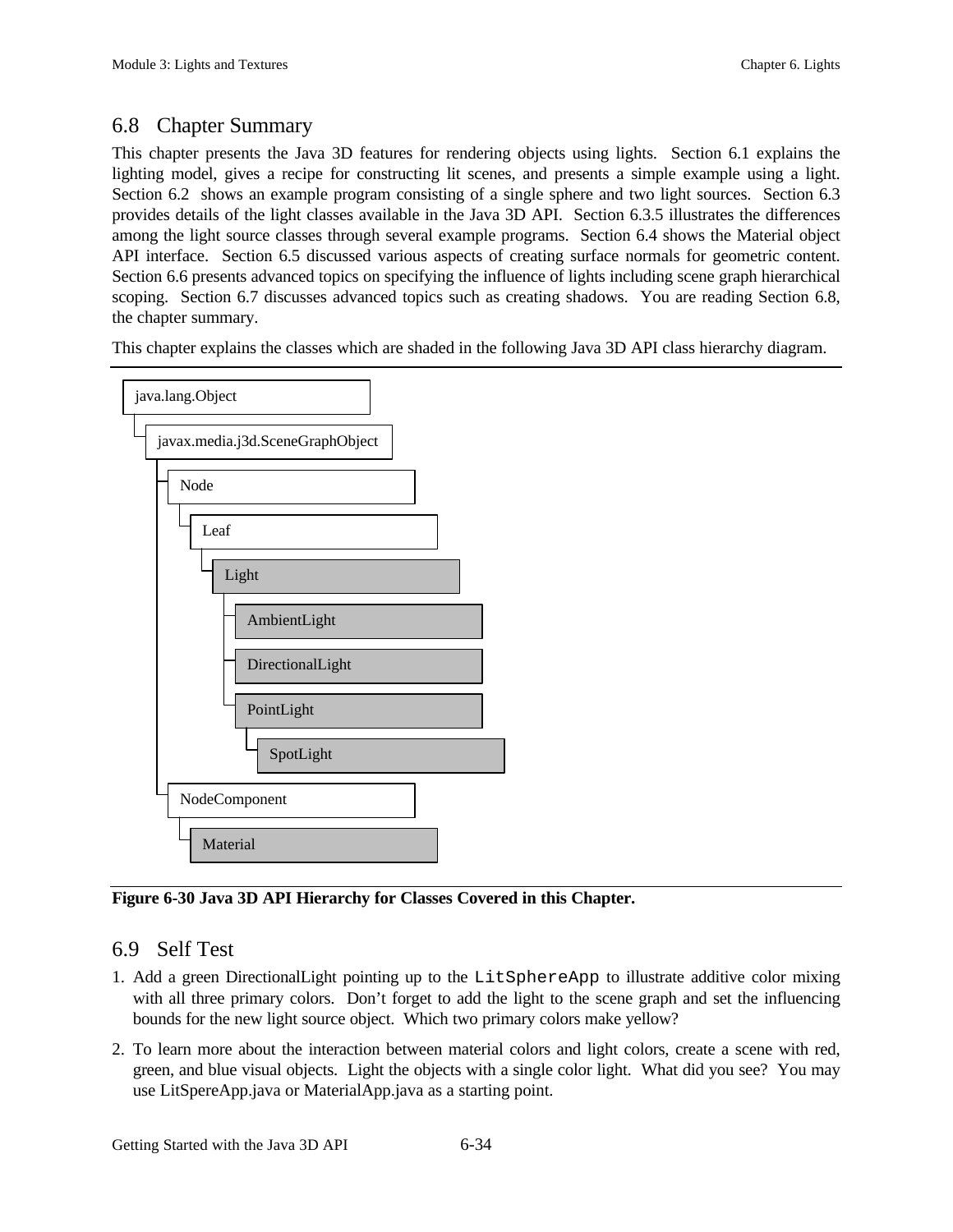## 6.8 Chapter Summary

This chapter presents the Java 3D features for rendering objects using lights. Section 6.1 explains the lighting model, gives a recipe for constructing lit scenes, and presents a simple example using a light. Section 6.2 shows an example program consisting of a single sphere and two light sources. Section 6.3 provides details of the light classes available in the Java 3D API. Section 6.3.5 illustrates the differences among the light source classes through several example programs. Section 6.4 shows the Material object API interface. Section 6.5 discussed various aspects of creating surface normals for geometric content. Section 6.6 presents advanced topics on specifying the influence of lights including scene graph hierarchical scoping. Section 6.7 discusses advanced topics such as creating shadows. You are reading Section 6.8, the chapter summary.

This chapter explains the classes which are shaded in the following Java 3D API class hierarchy diagram.

java.lang.Object

javax.media.j3d.SceneGraphObject

Node

Leaf

Light

AmbientLight

DirectionalLight

PointLight

SpotLight

NodeComponent

Material

**Figure 6-30 Java 3D API Hierarchy for Classes Covered in this Chapter.**

## 6.9 Self Test

1. Add a green DirectionalLight pointing up to the `LitSphereApp` to illustrate additive color mixing with all three primary colors. Don't forget to add the light to the scene graph and set the influencing bounds for the new light source object. Which two primary colors make yellow?

2. To learn more about the interaction between material colors and light colors, create a scene with red, green, and blue visual objects. Light the objects with a single color light. What did you see? You may use LitSpereApp.java or MaterialApp.java as a starting point.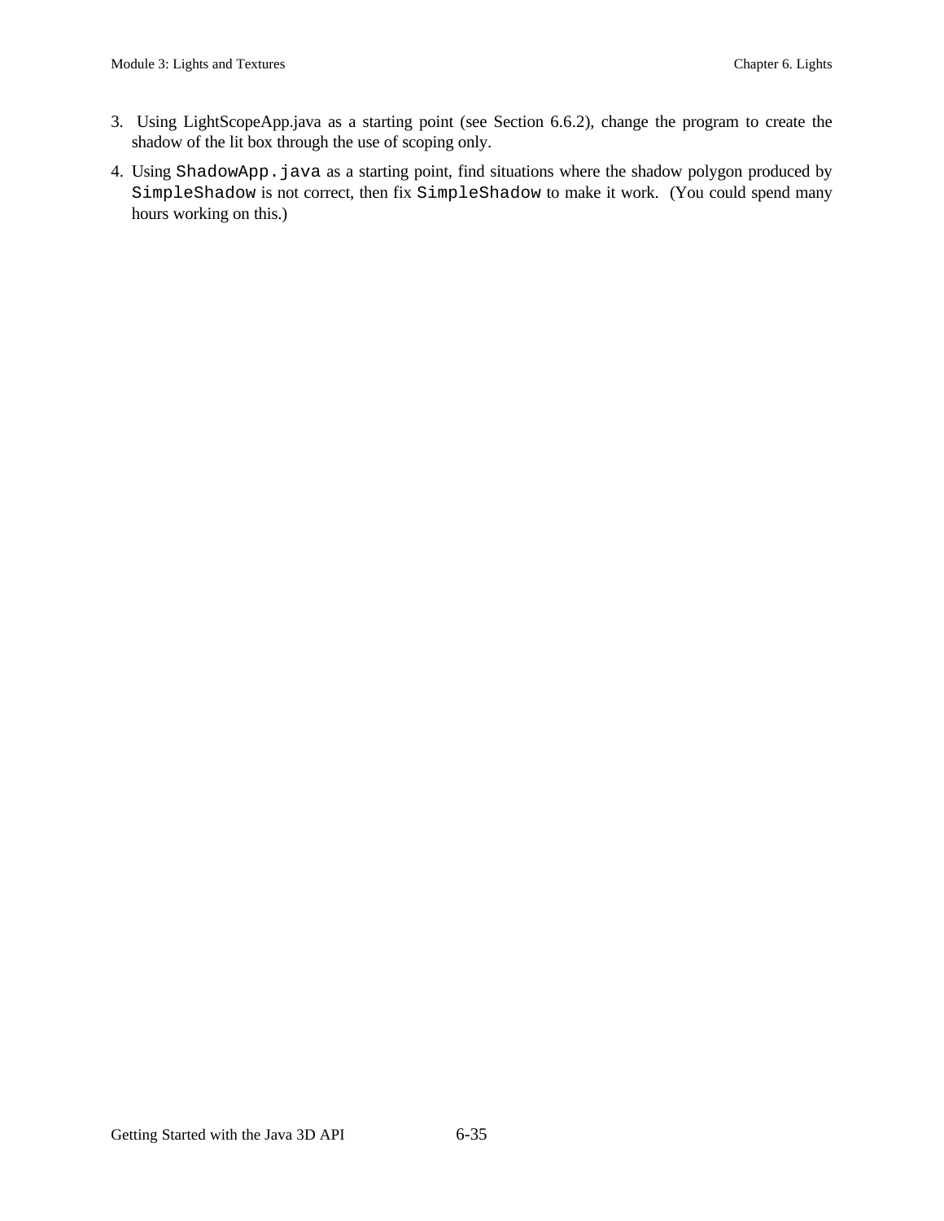3. Using LightScopeApp.java as a starting point (see Section 6.6.2), change the program to create the shadow of the lit box through the use of scoping only.
4. Using `ShadowApp.java` as a starting point, find situations where the shadow polygon produced by `SimpleShadow` is not correct, then fix `SimpleShadow` to make it work. (You could spend many hours working on this.)